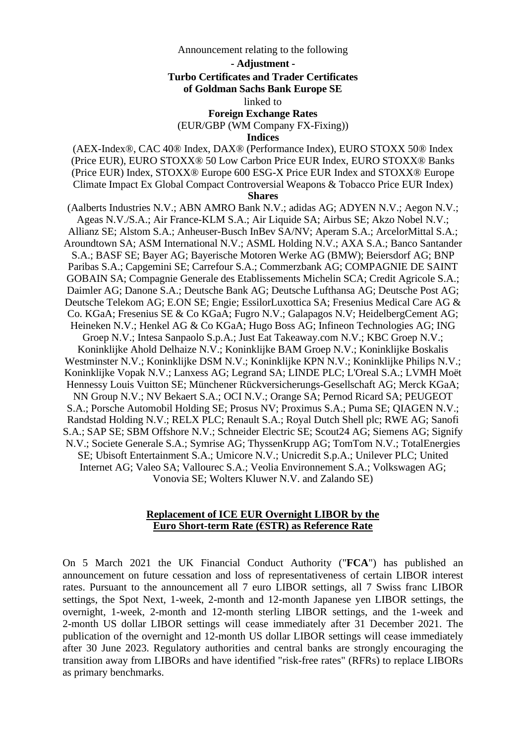Announcement relating to the following

**- Adjustment -**

**Turbo Certificates and Trader Certificates**
**of Goldman Sachs Bank Europe SE**

linked to

**Foreign Exchange Rates**

(EUR/GBP (WM Company FX-Fixing))

**Indices**

(AEX-Index®, CAC 40® Index, DAX® (Performance Index), EURO STOXX 50® Index (Price EUR), EURO STOXX® 50 Low Carbon Price EUR Index, EURO STOXX® Banks (Price EUR) Index, STOXX® Europe 600 ESG-X Price EUR Index and STOXX® Europe Climate Impact Ex Global Compact Controversial Weapons & Tobacco Price EUR Index)

**Shares**

(Aalberts Industries N.V.; ABN AMRO Bank N.V.; adidas AG; ADYEN N.V.; Aegon N.V.; Ageas N.V./S.A.; Air France-KLM S.A.; Air Liquide SA; Airbus SE; Akzo Nobel N.V.; Allianz SE; Alstom S.A.; Anheuser-Busch InBev SA/NV; Aperam S.A.; ArcelorMittal S.A.; Aroundtown SA; ASM International N.V.; ASML Holding N.V.; AXA S.A.; Banco Santander S.A.; BASF SE; Bayer AG; Bayerische Motoren Werke AG (BMW); Beiersdorf AG; BNP Paribas S.A.; Capgemini SE; Carrefour S.A.; Commerzbank AG; COMPAGNIE DE SAINT GOBAIN SA; Compagnie Generale des Etablissements Michelin SCA; Credit Agricole S.A.; Daimler AG; Danone S.A.; Deutsche Bank AG; Deutsche Lufthansa AG; Deutsche Post AG; Deutsche Telekom AG; E.ON SE; Engie; EssilorLuxottica SA; Fresenius Medical Care AG & Co. KGaA; Fresenius SE & Co KGaA; Fugro N.V.; Galapagos N.V; HeidelbergCement AG; Heineken N.V.; Henkel AG & Co KGaA; Hugo Boss AG; Infineon Technologies AG; ING Groep N.V.; Intesa Sanpaolo S.p.A.; Just Eat Takeaway.com N.V.; KBC Groep N.V.; Koninklijke Ahold Delhaize N.V.; Koninklijke BAM Groep N.V.; Koninklijke Boskalis Westminster N.V.; Koninklijke DSM N.V.; Koninklijke KPN N.V.; Koninklijke Philips N.V.; Koninklijke Vopak N.V.; Lanxess AG; Legrand SA; LINDE PLC; L'Oreal S.A.; LVMH Moët Hennessy Louis Vuitton SE; Münchener Rückversicherungs-Gesellschaft AG; Merck KGaA; NN Group N.V.; NV Bekaert S.A.; OCI N.V.; Orange SA; Pernod Ricard SA; PEUGEOT S.A.; Porsche Automobil Holding SE; Prosus NV; Proximus S.A.; Puma SE; QIAGEN N.V.; Randstad Holding N.V.; RELX PLC; Renault S.A.; Royal Dutch Shell plc; RWE AG; Sanofi S.A.; SAP SE; SBM Offshore N.V.; Schneider Electric SE; Scout24 AG; Siemens AG; Signify N.V.; Societe Generale S.A.; Symrise AG; ThyssenKrupp AG; TomTom N.V.; TotalEnergies SE; Ubisoft Entertainment S.A.; Umicore N.V.; Unicredit S.p.A.; Unilever PLC; United Internet AG; Valeo SA; Vallourec S.A.; Veolia Environnement S.A.; Volkswagen AG; Vonovia SE; Wolters Kluwer N.V. and Zalando SE)

**Replacement of ICE EUR Overnight LIBOR by the Euro Short-term Rate (€STR) as Reference Rate**

On 5 March 2021 the UK Financial Conduct Authority ("**FCA**") has published an announcement on future cessation and loss of representativeness of certain LIBOR interest rates. Pursuant to the announcement all 7 euro LIBOR settings, all 7 Swiss franc LIBOR settings, the Spot Next, 1-week, 2-month and 12-month Japanese yen LIBOR settings, the overnight, 1-week, 2-month and 12-month sterling LIBOR settings, and the 1-week and 2-month US dollar LIBOR settings will cease immediately after 31 December 2021. The publication of the overnight and 12-month US dollar LIBOR settings will cease immediately after 30 June 2023. Regulatory authorities and central banks are strongly encouraging the transition away from LIBORs and have identified "risk-free rates" (RFRs) to replace LIBORs as primary benchmarks.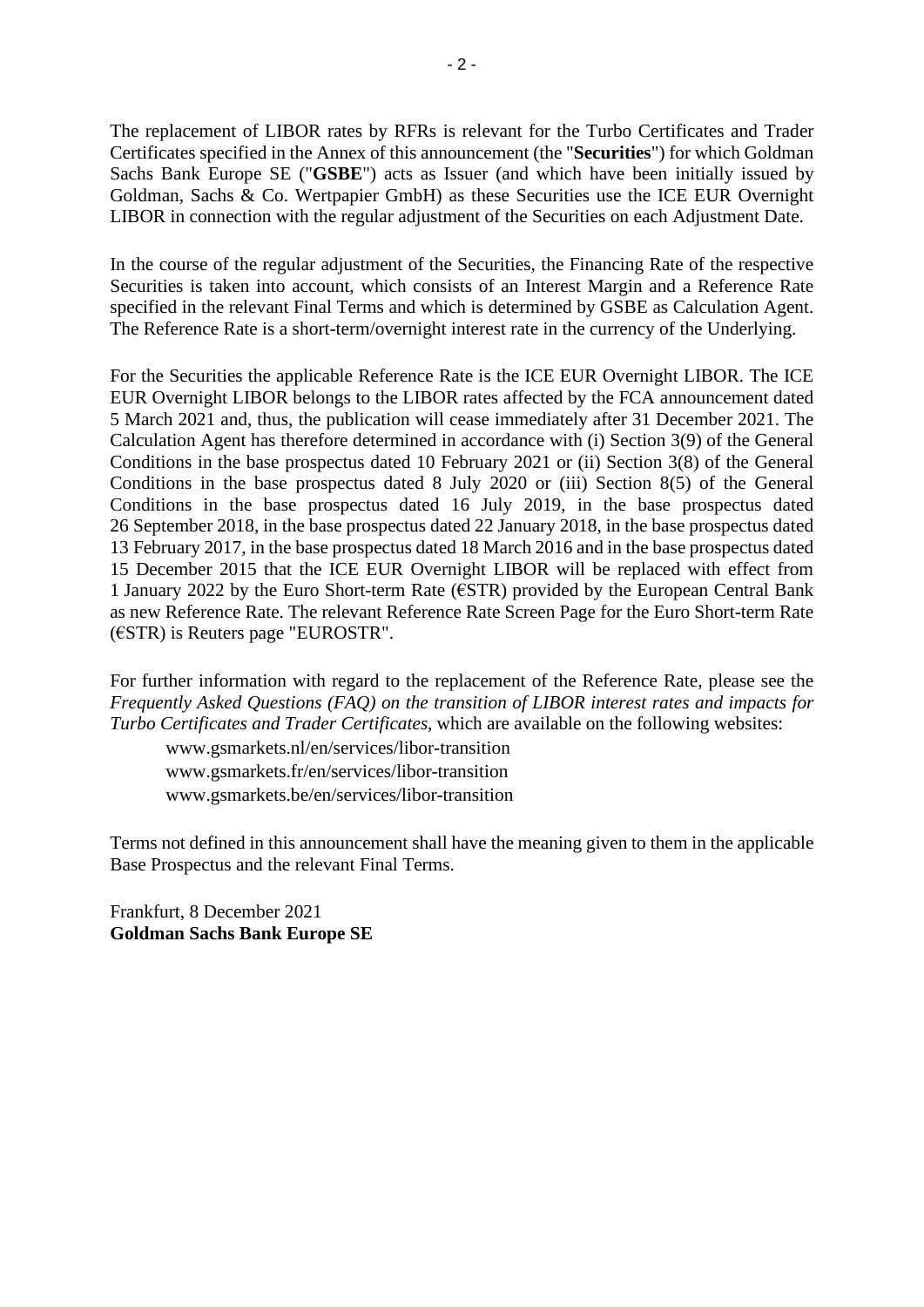The replacement of LIBOR rates by RFRs is relevant for the Turbo Certificates and Trader Certificates specified in the Annex of this announcement (the "**Securities**") for which Goldman Sachs Bank Europe SE ("**GSBE**") acts as Issuer (and which have been initially issued by Goldman, Sachs & Co. Wertpapier GmbH) as these Securities use the ICE EUR Overnight LIBOR in connection with the regular adjustment of the Securities on each Adjustment Date.

In the course of the regular adjustment of the Securities, the Financing Rate of the respective Securities is taken into account, which consists of an Interest Margin and a Reference Rate specified in the relevant Final Terms and which is determined by GSBE as Calculation Agent. The Reference Rate is a short-term/overnight interest rate in the currency of the Underlying.

For the Securities the applicable Reference Rate is the ICE EUR Overnight LIBOR. The ICE EUR Overnight LIBOR belongs to the LIBOR rates affected by the FCA announcement dated 5 March 2021 and, thus, the publication will cease immediately after 31 December 2021. The Calculation Agent has therefore determined in accordance with (i) Section 3(9) of the General Conditions in the base prospectus dated 10 February 2021 or (ii) Section 3(8) of the General Conditions in the base prospectus dated 8 July 2020 or (iii) Section 8(5) of the General Conditions in the base prospectus dated 16 July 2019, in the base prospectus dated 26 September 2018, in the base prospectus dated 22 January 2018, in the base prospectus dated 13 February 2017, in the base prospectus dated 18 March 2016 and in the base prospectus dated 15 December 2015 that the ICE EUR Overnight LIBOR will be replaced with effect from 1 January 2022 by the Euro Short-term Rate (€STR) provided by the European Central Bank as new Reference Rate. The relevant Reference Rate Screen Page for the Euro Short-term Rate (€STR) is Reuters page "EUROSTR".

For further information with regard to the replacement of the Reference Rate, please see the *Frequently Asked Questions (FAQ) on the transition of LIBOR interest rates and impacts for Turbo Certificates and Trader Certificates*, which are available on the following websites:

www.gsmarkets.nl/en/services/libor-transition
www.gsmarkets.fr/en/services/libor-transition
www.gsmarkets.be/en/services/libor-transition

Terms not defined in this announcement shall have the meaning given to them in the applicable Base Prospectus and the relevant Final Terms.

Frankfurt, 8 December 2021
**Goldman Sachs Bank Europe SE**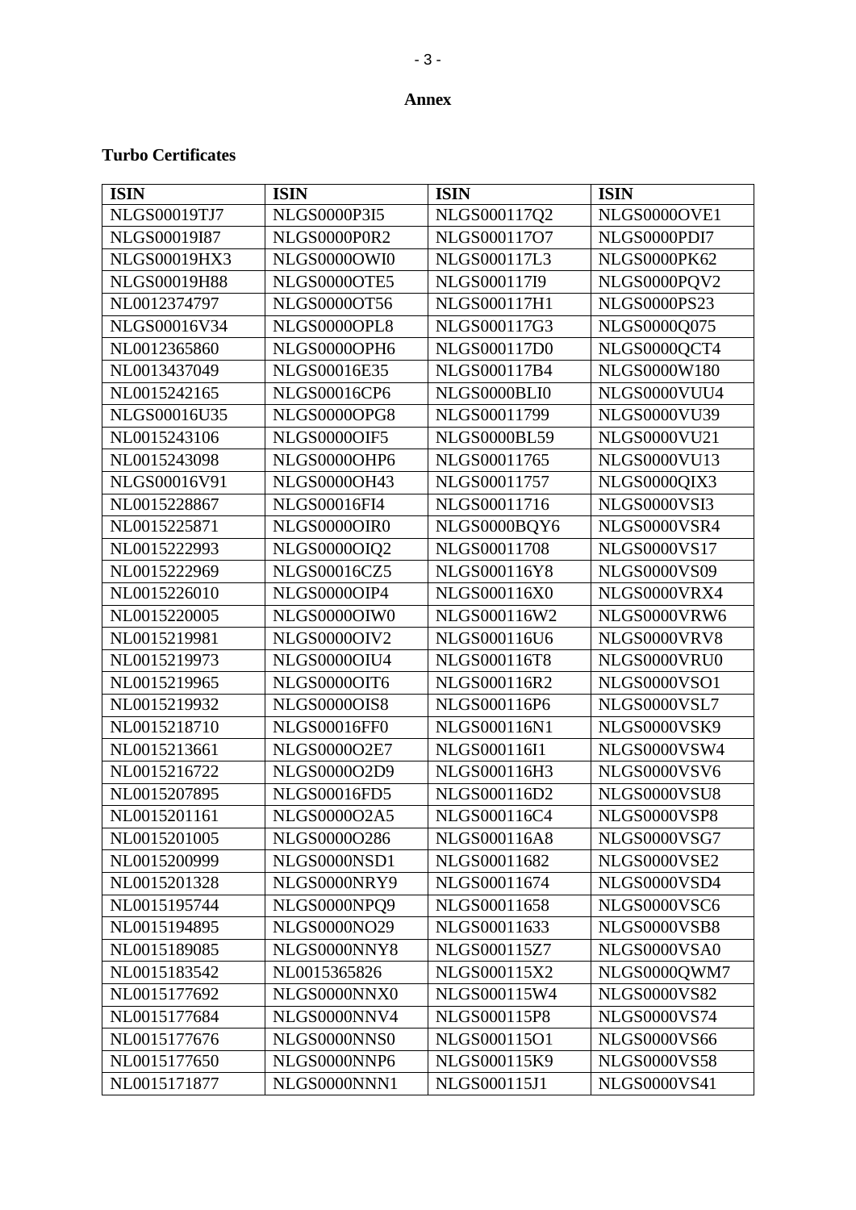**Annex**

**Turbo Certificates**

| ISIN | ISIN | ISIN | ISIN |
| --- | --- | --- | --- |
| NLGS00019TJ7 | NLGS0000P3I5 | NLGS000117Q2 | NLGS0000OVE1 |
| NLGS00019I87 | NLGS0000P0R2 | NLGS000117O7 | NLGS0000PDI7 |
| NLGS00019HX3 | NLGS0000OWI0 | NLGS000117L3 | NLGS0000PK62 |
| NLGS00019H88 | NLGS0000OTE5 | NLGS000117I9 | NLGS0000PQV2 |
| NL0012374797 | NLGS0000OT56 | NLGS000117H1 | NLGS0000PS23 |
| NLGS00016V34 | NLGS0000OPL8 | NLGS000117G3 | NLGS0000Q075 |
| NL0012365860 | NLGS0000OPH6 | NLGS000117D0 | NLGS0000QCT4 |
| NL0013437049 | NLGS00016E35 | NLGS000117B4 | NLGS0000W180 |
| NL0015242165 | NLGS00016CP6 | NLGS0000BLI0 | NLGS0000VUU4 |
| NLGS00016U35 | NLGS0000OPG8 | NLGS00011799 | NLGS0000VU39 |
| NL0015243106 | NLGS0000OIF5 | NLGS0000BL59 | NLGS0000VU21 |
| NL0015243098 | NLGS0000OHP6 | NLGS00011765 | NLGS0000VU13 |
| NLGS00016V91 | NLGS0000OH43 | NLGS00011757 | NLGS0000QIX3 |
| NL0015228867 | NLGS00016FI4 | NLGS00011716 | NLGS0000VSI3 |
| NL0015225871 | NLGS0000OIR0 | NLGS0000BQY6 | NLGS0000VSR4 |
| NL0015222993 | NLGS0000OIQ2 | NLGS00011708 | NLGS0000VS17 |
| NL0015222969 | NLGS00016CZ5 | NLGS000116Y8 | NLGS0000VS09 |
| NL0015226010 | NLGS0000OIP4 | NLGS000116X0 | NLGS0000VRX4 |
| NL0015220005 | NLGS0000OIW0 | NLGS000116W2 | NLGS0000VRW6 |
| NL0015219981 | NLGS0000OIV2 | NLGS000116U6 | NLGS0000VRV8 |
| NL0015219973 | NLGS0000OIU4 | NLGS000116T8 | NLGS0000VRU0 |
| NL0015219965 | NLGS0000OIT6 | NLGS000116R2 | NLGS0000VSO1 |
| NL0015219932 | NLGS0000OIS8 | NLGS000116P6 | NLGS0000VSL7 |
| NL0015218710 | NLGS00016FF0 | NLGS000116N1 | NLGS0000VSK9 |
| NL0015213661 | NLGS0000O2E7 | NLGS000116I1 | NLGS0000VSW4 |
| NL0015216722 | NLGS0000O2D9 | NLGS000116H3 | NLGS0000VSV6 |
| NL0015207895 | NLGS00016FD5 | NLGS000116D2 | NLGS0000VSU8 |
| NL0015201161 | NLGS0000O2A5 | NLGS000116C4 | NLGS0000VSP8 |
| NL0015201005 | NLGS0000O286 | NLGS000116A8 | NLGS0000VSG7 |
| NL0015200999 | NLGS0000NSD1 | NLGS00011682 | NLGS0000VSE2 |
| NL0015201328 | NLGS0000NRY9 | NLGS00011674 | NLGS0000VSD4 |
| NL0015195744 | NLGS0000NPQ9 | NLGS00011658 | NLGS0000VSC6 |
| NL0015194895 | NLGS0000NO29 | NLGS00011633 | NLGS0000VSB8 |
| NL0015189085 | NLGS0000NNY8 | NLGS000115Z7 | NLGS0000VSA0 |
| NL0015183542 | NL0015365826 | NLGS000115X2 | NLGS0000QWM7 |
| NL0015177692 | NLGS0000NNX0 | NLGS000115W4 | NLGS0000VS82 |
| NL0015177684 | NLGS0000NNV4 | NLGS000115P8 | NLGS0000VS74 |
| NL0015177676 | NLGS0000NNS0 | NLGS000115O1 | NLGS0000VS66 |
| NL0015177650 | NLGS0000NNP6 | NLGS000115K9 | NLGS0000VS58 |
| NL0015171877 | NLGS0000NNN1 | NLGS000115J1 | NLGS0000VS41 |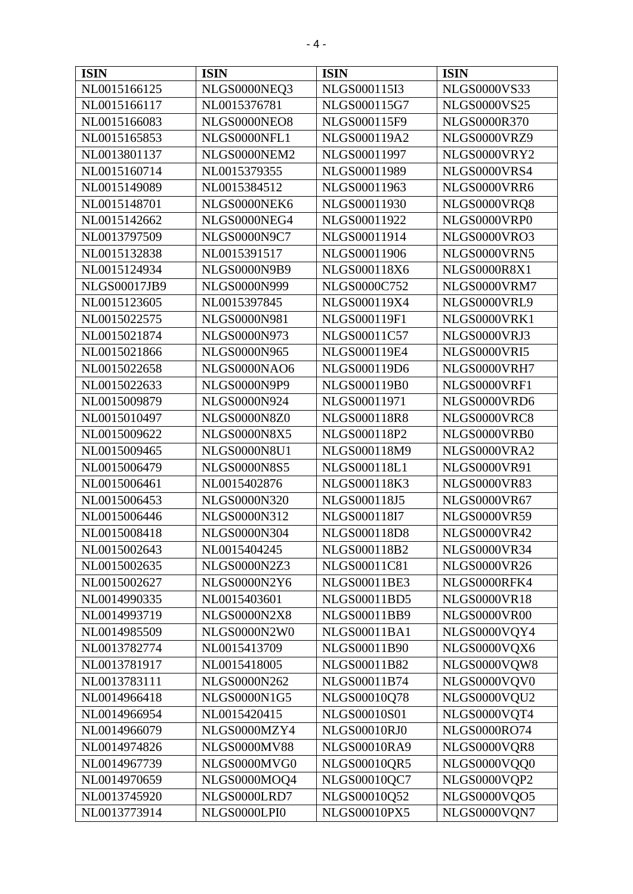| ISIN | ISIN | ISIN | ISIN |
|---|---|---|---|
| NL0015166125 | NLGS0000NEQ3 | NLGS000115I3 | NLGS0000VS33 |
| NL0015166117 | NL0015376781 | NLGS000115G7 | NLGS0000VS25 |
| NL0015166083 | NLGS0000NEO8 | NLGS000115F9 | NLGS0000R370 |
| NL0015165853 | NLGS0000NFL1 | NLGS000119A2 | NLGS0000VRZ9 |
| NL0013801137 | NLGS0000NEM2 | NLGS00011997 | NLGS0000VRY2 |
| NL0015160714 | NL0015379355 | NLGS00011989 | NLGS0000VRS4 |
| NL0015149089 | NL0015384512 | NLGS00011963 | NLGS0000VRR6 |
| NL0015148701 | NLGS0000NEK6 | NLGS00011930 | NLGS0000VRQ8 |
| NL0015142662 | NLGS0000NEG4 | NLGS00011922 | NLGS0000VRP0 |
| NL0013797509 | NLGS0000N9C7 | NLGS00011914 | NLGS0000VRO3 |
| NL0015132838 | NL0015391517 | NLGS00011906 | NLGS0000VRN5 |
| NL0015124934 | NLGS0000N9B9 | NLGS000118X6 | NLGS0000R8X1 |
| NLGS00017JB9 | NLGS0000N999 | NLGS0000C752 | NLGS0000VRM7 |
| NL0015123605 | NL0015397845 | NLGS000119X4 | NLGS0000VRL9 |
| NL0015022575 | NLGS0000N981 | NLGS000119F1 | NLGS0000VRK1 |
| NL0015021874 | NLGS0000N973 | NLGS00011C57 | NLGS0000VRJ3 |
| NL0015021866 | NLGS0000N965 | NLGS000119E4 | NLGS0000VRI5 |
| NL0015022658 | NLGS0000NAO6 | NLGS000119D6 | NLGS0000VRH7 |
| NL0015022633 | NLGS0000N9P9 | NLGS000119B0 | NLGS0000VRF1 |
| NL0015009879 | NLGS0000N924 | NLGS00011971 | NLGS0000VRD6 |
| NL0015010497 | NLGS0000N8Z0 | NLGS000118R8 | NLGS0000VRC8 |
| NL0015009622 | NLGS0000N8X5 | NLGS000118P2 | NLGS0000VRB0 |
| NL0015009465 | NLGS0000N8U1 | NLGS000118M9 | NLGS0000VRA2 |
| NL0015006479 | NLGS0000N8S5 | NLGS000118L1 | NLGS0000VR91 |
| NL0015006461 | NL0015402876 | NLGS000118K3 | NLGS0000VR83 |
| NL0015006453 | NLGS0000N320 | NLGS000118J5 | NLGS0000VR67 |
| NL0015006446 | NLGS0000N312 | NLGS000118I7 | NLGS0000VR59 |
| NL0015008418 | NLGS0000N304 | NLGS000118D8 | NLGS0000VR42 |
| NL0015002643 | NL0015404245 | NLGS000118B2 | NLGS0000VR34 |
| NL0015002635 | NLGS0000N2Z3 | NLGS00011C81 | NLGS0000VR26 |
| NL0015002627 | NLGS0000N2Y6 | NLGS00011BE3 | NLGS0000RFK4 |
| NL0014990335 | NL0015403601 | NLGS00011BD5 | NLGS0000VR18 |
| NL0014993719 | NLGS0000N2X8 | NLGS00011BB9 | NLGS0000VR00 |
| NL0014985509 | NLGS0000N2W0 | NLGS00011BA1 | NLGS0000VQY4 |
| NL0013782774 | NL0015413709 | NLGS00011B90 | NLGS0000VQX6 |
| NL0013781917 | NL0015418005 | NLGS00011B82 | NLGS0000VQW8 |
| NL0013783111 | NLGS0000N262 | NLGS00011B74 | NLGS0000VQV0 |
| NL0014966418 | NLGS0000N1G5 | NLGS00010Q78 | NLGS0000VQU2 |
| NL0014966954 | NL0015420415 | NLGS00010S01 | NLGS0000VQT4 |
| NL0014966079 | NLGS0000MZY4 | NLGS00010RJ0 | NLGS0000RO74 |
| NL0014974826 | NLGS0000MV88 | NLGS00010RA9 | NLGS0000VQR8 |
| NL0014967739 | NLGS0000MVG0 | NLGS00010QR5 | NLGS0000VQQ0 |
| NL0014970659 | NLGS0000MOQ4 | NLGS00010QC7 | NLGS0000VQP2 |
| NL0013745920 | NLGS0000LRD7 | NLGS00010Q52 | NLGS0000VQO5 |
| NL0013773914 | NLGS0000LPI0 | NLGS00010PX5 | NLGS0000VQN7 |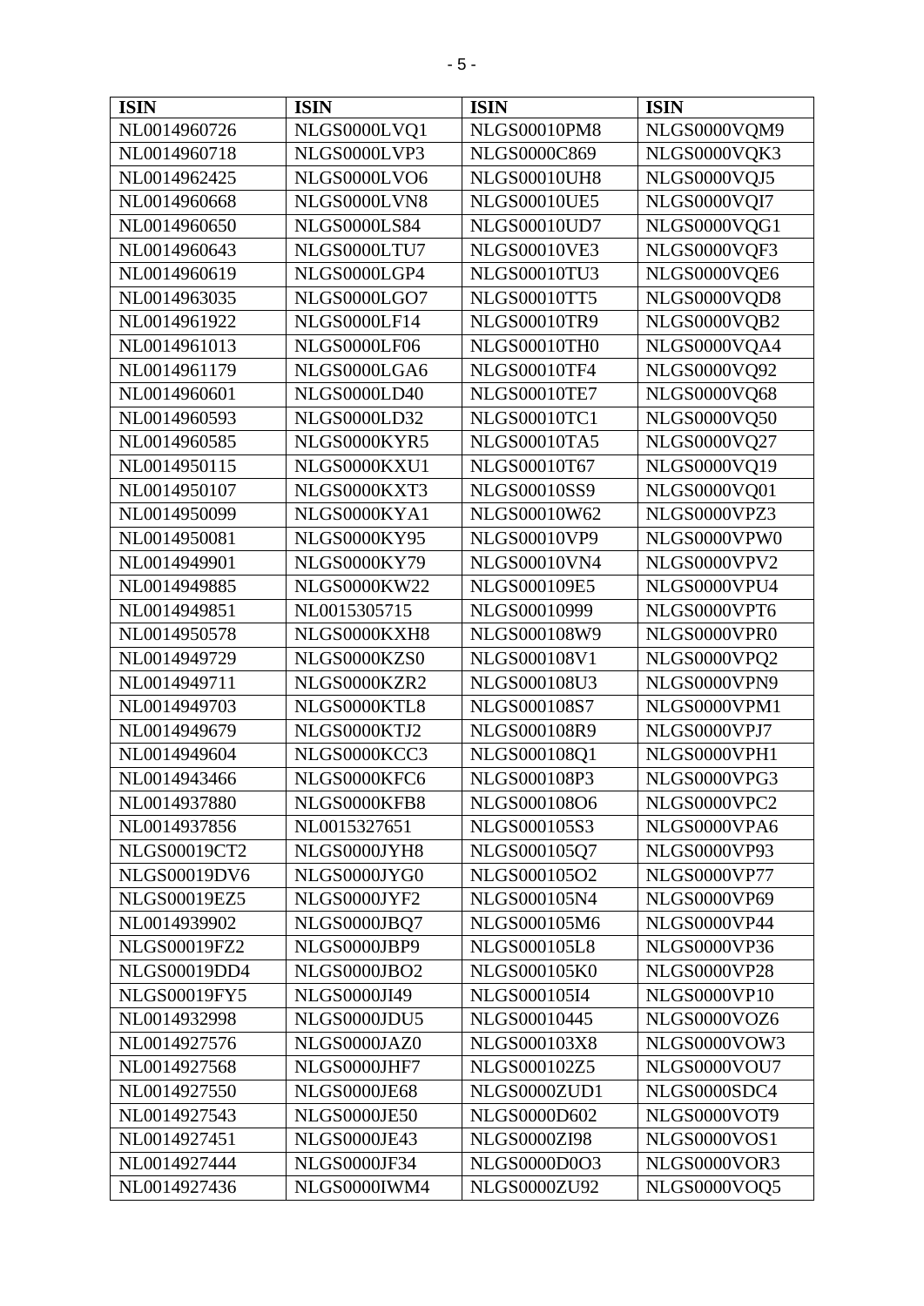| ISIN | ISIN | ISIN | ISIN |
|---|---|---|---|
| NL0014960726 | NLGS0000LVQ1 | NLGS00010PM8 | NLGS0000VQM9 |
| NL0014960718 | NLGS0000LVP3 | NLGS0000C869 | NLGS0000VQK3 |
| NL0014962425 | NLGS0000LVO6 | NLGS00010UH8 | NLGS0000VQJ5 |
| NL0014960668 | NLGS0000LVN8 | NLGS00010UE5 | NLGS0000VQI7 |
| NL0014960650 | NLGS0000LS84 | NLGS00010UD7 | NLGS0000VQG1 |
| NL0014960643 | NLGS0000LTU7 | NLGS00010VE3 | NLGS0000VQF3 |
| NL0014960619 | NLGS0000LGP4 | NLGS00010TU3 | NLGS0000VQE6 |
| NL0014963035 | NLGS0000LGO7 | NLGS00010TT5 | NLGS0000VQD8 |
| NL0014961922 | NLGS0000LF14 | NLGS00010TR9 | NLGS0000VQB2 |
| NL0014961013 | NLGS0000LF06 | NLGS00010TH0 | NLGS0000VQA4 |
| NL0014961179 | NLGS0000LGA6 | NLGS00010TF4 | NLGS0000VQ92 |
| NL0014960601 | NLGS0000LD40 | NLGS00010TE7 | NLGS0000VQ68 |
| NL0014960593 | NLGS0000LD32 | NLGS00010TC1 | NLGS0000VQ50 |
| NL0014960585 | NLGS0000KYR5 | NLGS00010TA5 | NLGS0000VQ27 |
| NL0014950115 | NLGS0000KXU1 | NLGS00010T67 | NLGS0000VQ19 |
| NL0014950107 | NLGS0000KXT3 | NLGS00010SS9 | NLGS0000VQ01 |
| NL0014950099 | NLGS0000KYA1 | NLGS00010W62 | NLGS0000VPZ3 |
| NL0014950081 | NLGS0000KY95 | NLGS00010VP9 | NLGS0000VPW0 |
| NL0014949901 | NLGS0000KY79 | NLGS00010VN4 | NLGS0000VPV2 |
| NL0014949885 | NLGS0000KW22 | NLGS000109E5 | NLGS0000VPU4 |
| NL0014949851 | NL0015305715 | NLGS00010999 | NLGS0000VPT6 |
| NL0014950578 | NLGS0000KXH8 | NLGS000108W9 | NLGS0000VPR0 |
| NL0014949729 | NLGS0000KZS0 | NLGS000108V1 | NLGS0000VPQ2 |
| NL0014949711 | NLGS0000KZR2 | NLGS000108U3 | NLGS0000VPN9 |
| NL0014949703 | NLGS0000KTL8 | NLGS000108S7 | NLGS0000VPM1 |
| NL0014949679 | NLGS0000KTJ2 | NLGS000108R9 | NLGS0000VPJ7 |
| NL0014949604 | NLGS0000KCC3 | NLGS000108Q1 | NLGS0000VPH1 |
| NL0014943466 | NLGS0000KFC6 | NLGS000108P3 | NLGS0000VPG3 |
| NL0014937880 | NLGS0000KFB8 | NLGS000108O6 | NLGS0000VPC2 |
| NL0014937856 | NL0015327651 | NLGS000105S3 | NLGS0000VPA6 |
| NLGS00019CT2 | NLGS0000JYH8 | NLGS000105Q7 | NLGS0000VP93 |
| NLGS00019DV6 | NLGS0000JYG0 | NLGS000105O2 | NLGS0000VP77 |
| NLGS00019EZ5 | NLGS0000JYF2 | NLGS000105N4 | NLGS0000VP69 |
| NL0014939902 | NLGS0000JBQ7 | NLGS000105M6 | NLGS0000VP44 |
| NLGS00019FZ2 | NLGS0000JBP9 | NLGS000105L8 | NLGS0000VP36 |
| NLGS00019DD4 | NLGS0000JBO2 | NLGS000105K0 | NLGS0000VP28 |
| NLGS00019FY5 | NLGS0000JI49 | NLGS000105I4 | NLGS0000VP10 |
| NL0014932998 | NLGS0000JDU5 | NLGS00010445 | NLGS0000VOZ6 |
| NL0014927576 | NLGS0000JAZ0 | NLGS000103X8 | NLGS0000VOW3 |
| NL0014927568 | NLGS0000JHF7 | NLGS000102Z5 | NLGS0000VOU7 |
| NL0014927550 | NLGS0000JE68 | NLGS0000ZUD1 | NLGS0000SDC4 |
| NL0014927543 | NLGS0000JE50 | NLGS0000D602 | NLGS0000VOT9 |
| NL0014927451 | NLGS0000JE43 | NLGS0000ZI98 | NLGS0000VOS1 |
| NL0014927444 | NLGS0000JF34 | NLGS0000D0O3 | NLGS0000VOR3 |
| NL0014927436 | NLGS0000IWM4 | NLGS0000ZU92 | NLGS0000VOQ5 |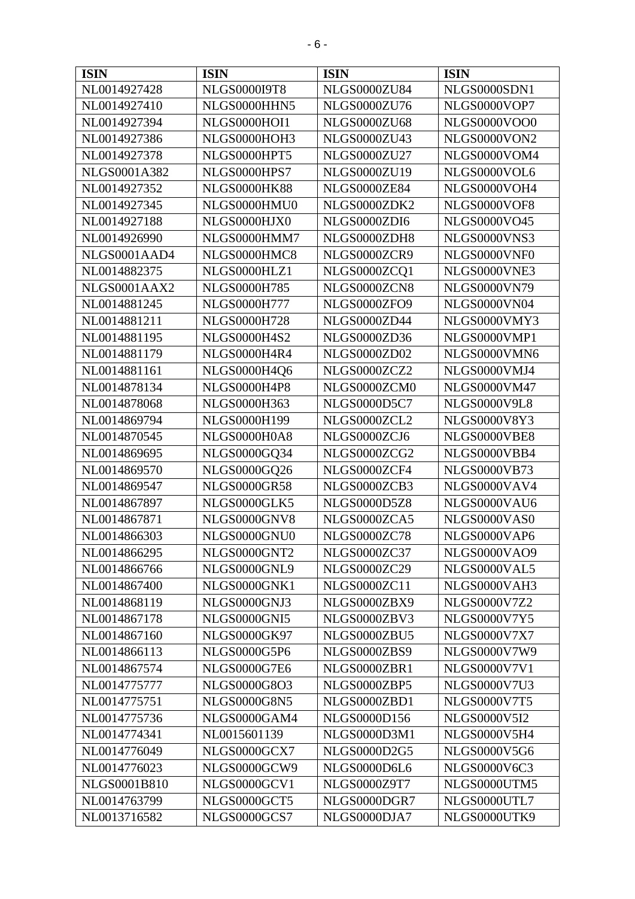| ISIN | ISIN | ISIN | ISIN |
|---|---|---|---|
| NL0014927428 | NLGS0000I9T8 | NLGS0000ZU84 | NLGS0000SDN1 |
| NL0014927410 | NLGS0000HHN5 | NLGS0000ZU76 | NLGS0000VOP7 |
| NL0014927394 | NLGS0000HOI1 | NLGS0000ZU68 | NLGS0000VOO0 |
| NL0014927386 | NLGS0000HOH3 | NLGS0000ZU43 | NLGS0000VON2 |
| NL0014927378 | NLGS0000HPT5 | NLGS0000ZU27 | NLGS0000VOM4 |
| NLGS0001A382 | NLGS0000HPS7 | NLGS0000ZU19 | NLGS0000VOL6 |
| NL0014927352 | NLGS0000HK88 | NLGS0000ZE84 | NLGS0000VOH4 |
| NL0014927345 | NLGS0000HMU0 | NLGS0000ZDK2 | NLGS0000VOF8 |
| NL0014927188 | NLGS0000HJX0 | NLGS0000ZDI6 | NLGS0000VO45 |
| NL0014926990 | NLGS0000HMM7 | NLGS0000ZDH8 | NLGS0000VNS3 |
| NLGS0001AAD4 | NLGS0000HMC8 | NLGS0000ZCR9 | NLGS0000VNF0 |
| NL0014882375 | NLGS0000HLZ1 | NLGS0000ZCQ1 | NLGS0000VNE3 |
| NLGS0001AAX2 | NLGS0000H785 | NLGS0000ZCN8 | NLGS0000VN79 |
| NL0014881245 | NLGS0000H777 | NLGS0000ZFO9 | NLGS0000VN04 |
| NL0014881211 | NLGS0000H728 | NLGS0000ZD44 | NLGS0000VMY3 |
| NL0014881195 | NLGS0000H4S2 | NLGS0000ZD36 | NLGS0000VMP1 |
| NL0014881179 | NLGS0000H4R4 | NLGS0000ZD02 | NLGS0000VMN6 |
| NL0014881161 | NLGS0000H4Q6 | NLGS0000ZCZ2 | NLGS0000VMJ4 |
| NL0014878134 | NLGS0000H4P8 | NLGS0000ZCM0 | NLGS0000VM47 |
| NL0014878068 | NLGS0000H363 | NLGS0000D5C7 | NLGS0000V9L8 |
| NL0014869794 | NLGS0000H199 | NLGS0000ZCL2 | NLGS0000V8Y3 |
| NL0014870545 | NLGS0000H0A8 | NLGS0000ZCJ6 | NLGS0000VBE8 |
| NL0014869695 | NLGS0000GQ34 | NLGS0000ZCG2 | NLGS0000VBB4 |
| NL0014869570 | NLGS0000GQ26 | NLGS0000ZCF4 | NLGS0000VB73 |
| NL0014869547 | NLGS0000GR58 | NLGS0000ZCB3 | NLGS0000VAV4 |
| NL0014867897 | NLGS0000GLK5 | NLGS0000D5Z8 | NLGS0000VAU6 |
| NL0014867871 | NLGS0000GNV8 | NLGS0000ZCA5 | NLGS0000VAS0 |
| NL0014866303 | NLGS0000GNU0 | NLGS0000ZC78 | NLGS0000VAP6 |
| NL0014866295 | NLGS0000GNT2 | NLGS0000ZC37 | NLGS0000VAO9 |
| NL0014866766 | NLGS0000GNL9 | NLGS0000ZC29 | NLGS0000VAL5 |
| NL0014867400 | NLGS0000GNK1 | NLGS0000ZC11 | NLGS0000VAH3 |
| NL0014868119 | NLGS0000GNJ3 | NLGS0000ZBX9 | NLGS0000V7Z2 |
| NL0014867178 | NLGS0000GNI5 | NLGS0000ZBV3 | NLGS0000V7Y5 |
| NL0014867160 | NLGS0000GK97 | NLGS0000ZBU5 | NLGS0000V7X7 |
| NL0014866113 | NLGS0000G5P6 | NLGS0000ZBS9 | NLGS0000V7W9 |
| NL0014867574 | NLGS0000G7E6 | NLGS0000ZBR1 | NLGS0000V7V1 |
| NL0014775777 | NLGS0000G8O3 | NLGS0000ZBP5 | NLGS0000V7U3 |
| NL0014775751 | NLGS0000G8N5 | NLGS0000ZBD1 | NLGS0000V7T5 |
| NL0014775736 | NLGS0000GAM4 | NLGS0000D156 | NLGS0000V5I2 |
| NL0014774341 | NL0015601139 | NLGS0000D3M1 | NLGS0000V5H4 |
| NL0014776049 | NLGS0000GCX7 | NLGS0000D2G5 | NLGS0000V5G6 |
| NL0014776023 | NLGS0000GCW9 | NLGS0000D6L6 | NLGS0000V6C3 |
| NLGS0001B810 | NLGS0000GCV1 | NLGS0000Z9T7 | NLGS0000UTM5 |
| NL0014763799 | NLGS0000GCT5 | NLGS0000DGR7 | NLGS0000UTL7 |
| NL0013716582 | NLGS0000GCS7 | NLGS0000DJA7 | NLGS0000UTK9 |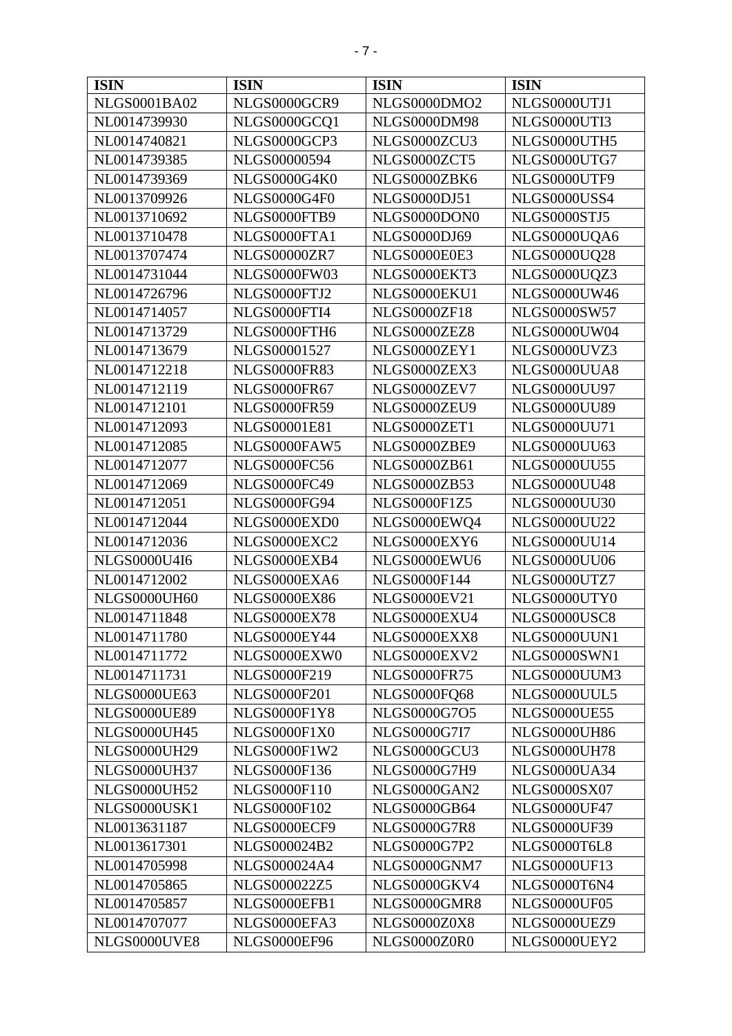| ISIN | ISIN | ISIN | ISIN |
|---|---|---|---|
| NLGS0001BA02 | NLGS0000GCR9 | NLGS0000DMO2 | NLGS0000UTJ1 |
| NL0014739930 | NLGS0000GCQ1 | NLGS0000DM98 | NLGS0000UTI3 |
| NL0014740821 | NLGS0000GCP3 | NLGS0000ZCU3 | NLGS0000UTH5 |
| NL0014739385 | NLGS00000594 | NLGS0000ZCT5 | NLGS0000UTG7 |
| NL0014739369 | NLGS0000G4K0 | NLGS0000ZBK6 | NLGS0000UTF9 |
| NL0013709926 | NLGS0000G4F0 | NLGS0000DJ51 | NLGS0000USS4 |
| NL0013710692 | NLGS0000FTB9 | NLGS0000DON0 | NLGS0000STJ5 |
| NL0013710478 | NLGS0000FTA1 | NLGS0000DJ69 | NLGS0000UQA6 |
| NL0013707474 | NLGS00000ZR7 | NLGS0000E0E3 | NLGS0000UQ28 |
| NL0014731044 | NLGS0000FW03 | NLGS0000EKT3 | NLGS0000UQZ3 |
| NL0014726796 | NLGS0000FTJ2 | NLGS0000EKU1 | NLGS0000UW46 |
| NL0014714057 | NLGS0000FTI4 | NLGS0000ZF18 | NLGS0000SW57 |
| NL0014713729 | NLGS0000FTH6 | NLGS0000ZEZ8 | NLGS0000UW04 |
| NL0014713679 | NLGS00001527 | NLGS0000ZEY1 | NLGS0000UVZ3 |
| NL0014712218 | NLGS0000FR83 | NLGS0000ZEX3 | NLGS0000UUA8 |
| NL0014712119 | NLGS0000FR67 | NLGS0000ZEV7 | NLGS0000UU97 |
| NL0014712101 | NLGS0000FR59 | NLGS0000ZEU9 | NLGS0000UU89 |
| NL0014712093 | NLGS00001E81 | NLGS0000ZET1 | NLGS0000UU71 |
| NL0014712085 | NLGS0000FAW5 | NLGS0000ZBE9 | NLGS0000UU63 |
| NL0014712077 | NLGS0000FC56 | NLGS0000ZB61 | NLGS0000UU55 |
| NL0014712069 | NLGS0000FC49 | NLGS0000ZB53 | NLGS0000UU48 |
| NL0014712051 | NLGS0000FG94 | NLGS0000F1Z5 | NLGS0000UU30 |
| NL0014712044 | NLGS0000EXD0 | NLGS0000EWQ4 | NLGS0000UU22 |
| NL0014712036 | NLGS0000EXC2 | NLGS0000EXY6 | NLGS0000UU14 |
| NLGS0000U4I6 | NLGS0000EXB4 | NLGS0000EWU6 | NLGS0000UU06 |
| NL0014712002 | NLGS0000EXA6 | NLGS0000F144 | NLGS0000UTZ7 |
| NLGS0000UH60 | NLGS0000EX86 | NLGS0000EV21 | NLGS0000UTY0 |
| NL0014711848 | NLGS0000EX78 | NLGS0000EXU4 | NLGS0000USC8 |
| NL0014711780 | NLGS0000EY44 | NLGS0000EXX8 | NLGS0000UUN1 |
| NL0014711772 | NLGS0000EXW0 | NLGS0000EXV2 | NLGS0000SWN1 |
| NL0014711731 | NLGS0000F219 | NLGS0000FR75 | NLGS0000UUM3 |
| NLGS0000UE63 | NLGS0000F201 | NLGS0000FQ68 | NLGS0000UUL5 |
| NLGS0000UE89 | NLGS0000F1Y8 | NLGS0000G7O5 | NLGS0000UE55 |
| NLGS0000UH45 | NLGS0000F1X0 | NLGS0000G7I7 | NLGS0000UH86 |
| NLGS0000UH29 | NLGS0000F1W2 | NLGS0000GCU3 | NLGS0000UH78 |
| NLGS0000UH37 | NLGS0000F136 | NLGS0000G7H9 | NLGS0000UA34 |
| NLGS0000UH52 | NLGS0000F110 | NLGS0000GAN2 | NLGS0000SX07 |
| NLGS0000USK1 | NLGS0000F102 | NLGS0000GB64 | NLGS0000UF47 |
| NL0013631187 | NLGS0000ECF9 | NLGS0000G7R8 | NLGS0000UF39 |
| NL0013617301 | NLGS000024B2 | NLGS0000G7P2 | NLGS0000T6L8 |
| NL0014705998 | NLGS000024A4 | NLGS0000GNM7 | NLGS0000UF13 |
| NL0014705865 | NLGS000022Z5 | NLGS0000GKV4 | NLGS0000T6N4 |
| NL0014705857 | NLGS0000EFB1 | NLGS0000GMR8 | NLGS0000UF05 |
| NL0014707077 | NLGS0000EFA3 | NLGS0000Z0X8 | NLGS0000UEZ9 |
| NLGS0000UVE8 | NLGS0000EF96 | NLGS0000Z0R0 | NLGS0000UEY2 |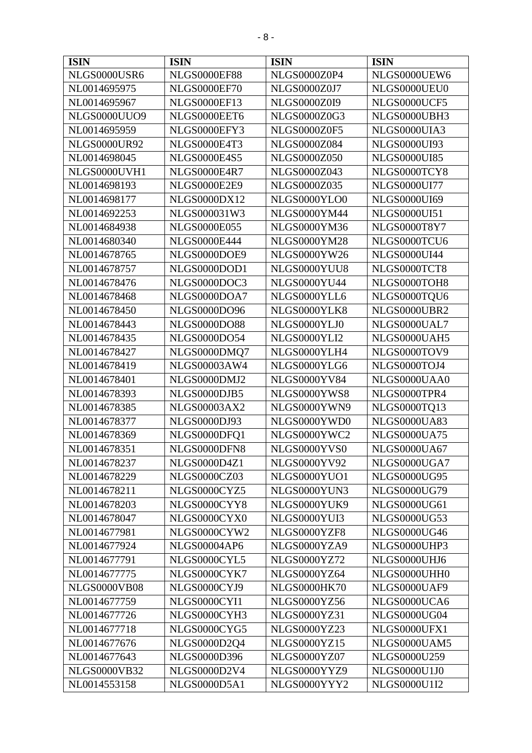| ISIN | ISIN | ISIN | ISIN |
| --- | --- | --- | --- |
| NLGS0000USR6 | NLGS0000EF88 | NLGS0000Z0P4 | NLGS0000UEW6 |
| NL0014695975 | NLGS0000EF70 | NLGS0000Z0J7 | NLGS0000UEU0 |
| NL0014695967 | NLGS0000EF13 | NLGS0000Z0I9 | NLGS0000UCF5 |
| NLGS0000UUO9 | NLGS0000EET6 | NLGS0000Z0G3 | NLGS0000UBH3 |
| NL0014695959 | NLGS0000EFY3 | NLGS0000Z0F5 | NLGS0000UIA3 |
| NLGS0000UR92 | NLGS0000E4T3 | NLGS0000Z084 | NLGS0000UI93 |
| NL0014698045 | NLGS0000E4S5 | NLGS0000Z050 | NLGS0000UI85 |
| NLGS0000UVH1 | NLGS0000E4R7 | NLGS0000Z043 | NLGS0000TCY8 |
| NL0014698193 | NLGS0000E2E9 | NLGS0000Z035 | NLGS0000UI77 |
| NL0014698177 | NLGS0000DX12 | NLGS0000YLO0 | NLGS0000UI69 |
| NL0014692253 | NLGS000031W3 | NLGS0000YM44 | NLGS0000UI51 |
| NL0014684938 | NLGS0000E055 | NLGS0000YM36 | NLGS0000T8Y7 |
| NL0014680340 | NLGS0000E444 | NLGS0000YM28 | NLGS0000TCU6 |
| NL0014678765 | NLGS0000DOE9 | NLGS0000YW26 | NLGS0000UI44 |
| NL0014678757 | NLGS0000DOD1 | NLGS0000YUU8 | NLGS0000TCT8 |
| NL0014678476 | NLGS0000DOC3 | NLGS0000YU44 | NLGS0000TOH8 |
| NL0014678468 | NLGS0000DOA7 | NLGS0000YLL6 | NLGS0000TQU6 |
| NL0014678450 | NLGS0000DO96 | NLGS0000YLK8 | NLGS0000UBR2 |
| NL0014678443 | NLGS0000DO88 | NLGS0000YLJ0 | NLGS0000UAL7 |
| NL0014678435 | NLGS0000DO54 | NLGS0000YLI2 | NLGS0000UAH5 |
| NL0014678427 | NLGS0000DMQ7 | NLGS0000YLH4 | NLGS0000TOV9 |
| NL0014678419 | NLGS00003AW4 | NLGS0000YLG6 | NLGS0000TOJ4 |
| NL0014678401 | NLGS0000DMJ2 | NLGS0000YV84 | NLGS0000UAA0 |
| NL0014678393 | NLGS0000DJB5 | NLGS0000YWS8 | NLGS0000TPR4 |
| NL0014678385 | NLGS00003AX2 | NLGS0000YWN9 | NLGS0000TQ13 |
| NL0014678377 | NLGS0000DJ93 | NLGS0000YWD0 | NLGS0000UA83 |
| NL0014678369 | NLGS0000DFQ1 | NLGS0000YWC2 | NLGS0000UA75 |
| NL0014678351 | NLGS0000DFN8 | NLGS0000YVS0 | NLGS0000UA67 |
| NL0014678237 | NLGS0000D4Z1 | NLGS0000YV92 | NLGS0000UGA7 |
| NL0014678229 | NLGS0000CZ03 | NLGS0000YUO1 | NLGS0000UG95 |
| NL0014678211 | NLGS0000CYZ5 | NLGS0000YUN3 | NLGS0000UG79 |
| NL0014678203 | NLGS0000CYY8 | NLGS0000YUK9 | NLGS0000UG61 |
| NL0014678047 | NLGS0000CYX0 | NLGS0000YUI3 | NLGS0000UG53 |
| NL0014677981 | NLGS0000CYW2 | NLGS0000YZF8 | NLGS0000UG46 |
| NL0014677924 | NLGS00004AP6 | NLGS0000YZA9 | NLGS0000UHP3 |
| NL0014677791 | NLGS0000CYL5 | NLGS0000YZ72 | NLGS0000UHJ6 |
| NL0014677775 | NLGS0000CYK7 | NLGS0000YZ64 | NLGS0000UHH0 |
| NLGS0000VB08 | NLGS0000CYJ9 | NLGS0000HK70 | NLGS0000UAF9 |
| NL0014677759 | NLGS0000CYI1 | NLGS0000YZ56 | NLGS0000UCA6 |
| NL0014677726 | NLGS0000CYH3 | NLGS0000YZ31 | NLGS0000UG04 |
| NL0014677718 | NLGS0000CYG5 | NLGS0000YZ23 | NLGS0000UFX1 |
| NL0014677676 | NLGS0000D2Q4 | NLGS0000YZ15 | NLGS0000UAM5 |
| NL0014677643 | NLGS0000D396 | NLGS0000YZ07 | NLGS0000U259 |
| NLGS0000VB32 | NLGS0000D2V4 | NLGS0000YYZ9 | NLGS0000U1J0 |
| NL0014553158 | NLGS0000D5A1 | NLGS0000YYY2 | NLGS0000U1I2 |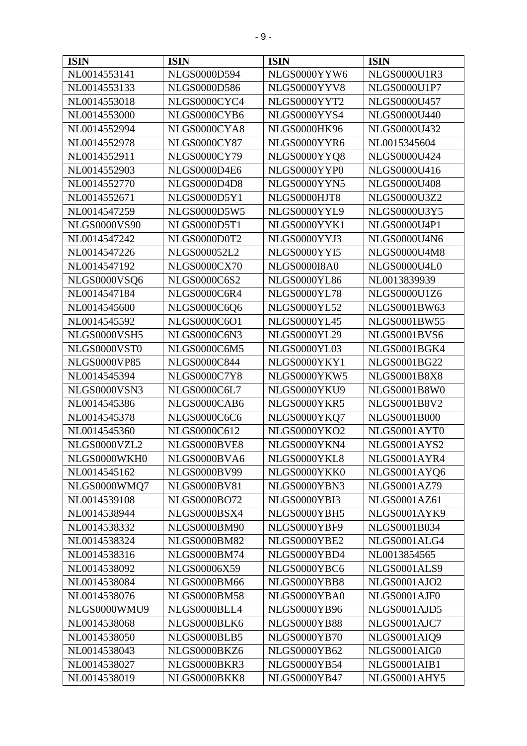| ISIN | ISIN | ISIN | ISIN |
|---|---|---|---|
| NL0014553141 | NLGS0000D594 | NLGS0000YYW6 | NLGS0000U1R3 |
| NL0014553133 | NLGS0000D586 | NLGS0000YYV8 | NLGS0000U1P7 |
| NL0014553018 | NLGS0000CYC4 | NLGS0000YYT2 | NLGS0000U457 |
| NL0014553000 | NLGS0000CYB6 | NLGS0000YYS4 | NLGS0000U440 |
| NL0014552994 | NLGS0000CYA8 | NLGS0000HK96 | NLGS0000U432 |
| NL0014552978 | NLGS0000CY87 | NLGS0000YYR6 | NL0015345604 |
| NL0014552911 | NLGS0000CY79 | NLGS0000YYQ8 | NLGS0000U424 |
| NL0014552903 | NLGS0000D4E6 | NLGS0000YYP0 | NLGS0000U416 |
| NL0014552770 | NLGS0000D4D8 | NLGS0000YYN5 | NLGS0000U408 |
| NL0014552671 | NLGS0000D5Y1 | NLGS0000HJT8 | NLGS0000U3Z2 |
| NL0014547259 | NLGS0000D5W5 | NLGS0000YYL9 | NLGS0000U3Y5 |
| NLGS0000VS90 | NLGS0000D5T1 | NLGS0000YYK1 | NLGS0000U4P1 |
| NL0014547242 | NLGS0000D0T2 | NLGS0000YYJ3 | NLGS0000U4N6 |
| NL0014547226 | NLGS000052L2 | NLGS0000YYI5 | NLGS0000U4M8 |
| NL0014547192 | NLGS0000CX70 | NLGS0000I8A0 | NLGS0000U4L0 |
| NLGS0000VSQ6 | NLGS0000C6S2 | NLGS0000YL86 | NL0013839939 |
| NL0014547184 | NLGS0000C6R4 | NLGS0000YL78 | NLGS0000U1Z6 |
| NL0014545600 | NLGS0000C6Q6 | NLGS0000YL52 | NLGS0001BW63 |
| NL0014545592 | NLGS0000C6O1 | NLGS0000YL45 | NLGS0001BW55 |
| NLGS0000VSH5 | NLGS0000C6N3 | NLGS0000YL29 | NLGS0001BVS6 |
| NLGS0000VST0 | NLGS0000C6M5 | NLGS0000YL03 | NLGS0001BGK4 |
| NLGS0000VP85 | NLGS0000C844 | NLGS0000YKY1 | NLGS0001BG22 |
| NL0014545394 | NLGS0000C7Y8 | NLGS0000YKW5 | NLGS0001B8X8 |
| NLGS0000VSN3 | NLGS0000C6L7 | NLGS0000YKU9 | NLGS0001B8W0 |
| NL0014545386 | NLGS0000CAB6 | NLGS0000YKR5 | NLGS0001B8V2 |
| NL0014545378 | NLGS0000C6C6 | NLGS0000YKQ7 | NLGS0001B000 |
| NL0014545360 | NLGS0000C612 | NLGS0000YKO2 | NLGS0001AYT0 |
| NLGS0000VZL2 | NLGS0000BVE8 | NLGS0000YKN4 | NLGS0001AYS2 |
| NLGS0000WKH0 | NLGS0000BVA6 | NLGS0000YKL8 | NLGS0001AYR4 |
| NL0014545162 | NLGS0000BV99 | NLGS0000YKK0 | NLGS0001AYQ6 |
| NLGS0000WMQ7 | NLGS0000BV81 | NLGS0000YBN3 | NLGS0001AZ79 |
| NL0014539108 | NLGS0000BO72 | NLGS0000YBI3 | NLGS0001AZ61 |
| NL0014538944 | NLGS0000BSX4 | NLGS0000YBH5 | NLGS0001AYK9 |
| NL0014538332 | NLGS0000BM90 | NLGS0000YBF9 | NLGS0001B034 |
| NL0014538324 | NLGS0000BM82 | NLGS0000YBE2 | NLGS0001ALG4 |
| NL0014538316 | NLGS0000BM74 | NLGS0000YBD4 | NL0013854565 |
| NL0014538092 | NLGS00006X59 | NLGS0000YBC6 | NLGS0001ALS9 |
| NL0014538084 | NLGS0000BM66 | NLGS0000YBB8 | NLGS0001AJO2 |
| NL0014538076 | NLGS0000BM58 | NLGS0000YBA0 | NLGS0001AJF0 |
| NLGS0000WMU9 | NLGS0000BLL4 | NLGS0000YB96 | NLGS0001AJD5 |
| NL0014538068 | NLGS0000BLK6 | NLGS0000YB88 | NLGS0001AJC7 |
| NL0014538050 | NLGS0000BLB5 | NLGS0000YB70 | NLGS0001AIQ9 |
| NL0014538043 | NLGS0000BKZ6 | NLGS0000YB62 | NLGS0001AIG0 |
| NL0014538027 | NLGS0000BKR3 | NLGS0000YB54 | NLGS0001AIB1 |
| NL0014538019 | NLGS0000BKK8 | NLGS0000YB47 | NLGS0001AHY5 |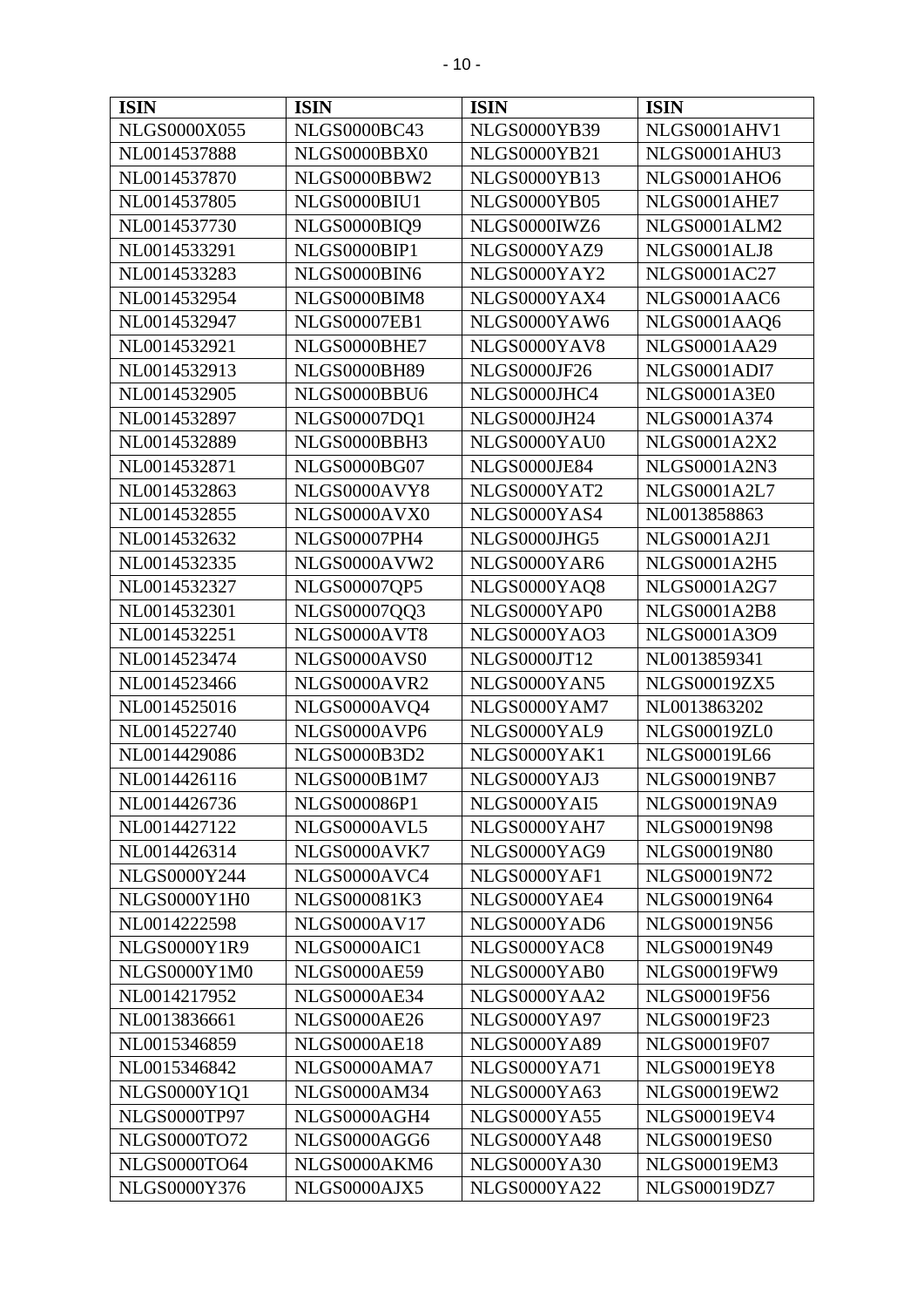| ISIN | ISIN | ISIN | ISIN |
|---|---|---|---|
| NLGS0000X055 | NLGS0000BC43 | NLGS0000YB39 | NLGS0001AHV1 |
| NL0014537888 | NLGS0000BBX0 | NLGS0000YB21 | NLGS0001AHU3 |
| NL0014537870 | NLGS0000BBW2 | NLGS0000YB13 | NLGS0001AHO6 |
| NL0014537805 | NLGS0000BIU1 | NLGS0000YB05 | NLGS0001AHE7 |
| NL0014537730 | NLGS0000BIQ9 | NLGS0000IWZ6 | NLGS0001ALM2 |
| NL0014533291 | NLGS0000BIP1 | NLGS0000YAZ9 | NLGS0001ALJ8 |
| NL0014533283 | NLGS0000BIN6 | NLGS0000YAY2 | NLGS0001AC27 |
| NL0014532954 | NLGS0000BIM8 | NLGS0000YAX4 | NLGS0001AAC6 |
| NL0014532947 | NLGS00007EB1 | NLGS0000YAW6 | NLGS0001AAQ6 |
| NL0014532921 | NLGS0000BHE7 | NLGS0000YAV8 | NLGS0001AA29 |
| NL0014532913 | NLGS0000BH89 | NLGS0000JF26 | NLGS0001ADI7 |
| NL0014532905 | NLGS0000BBU6 | NLGS0000JHC4 | NLGS0001A3E0 |
| NL0014532897 | NLGS00007DQ1 | NLGS0000JH24 | NLGS0001A374 |
| NL0014532889 | NLGS0000BBH3 | NLGS0000YAU0 | NLGS0001A2X2 |
| NL0014532871 | NLGS0000BG07 | NLGS0000JE84 | NLGS0001A2N3 |
| NL0014532863 | NLGS0000AVY8 | NLGS0000YAT2 | NLGS0001A2L7 |
| NL0014532855 | NLGS0000AVX0 | NLGS0000YAS4 | NL0013858863 |
| NL0014532632 | NLGS00007PH4 | NLGS0000JHG5 | NLGS0001A2J1 |
| NL0014532335 | NLGS0000AVW2 | NLGS0000YAR6 | NLGS0001A2H5 |
| NL0014532327 | NLGS00007QP5 | NLGS0000YAQ8 | NLGS0001A2G7 |
| NL0014532301 | NLGS00007QQ3 | NLGS0000YAP0 | NLGS0001A2B8 |
| NL0014532251 | NLGS0000AVT8 | NLGS0000YAO3 | NLGS0001A3O9 |
| NL0014523474 | NLGS0000AVS0 | NLGS0000JT12 | NL0013859341 |
| NL0014523466 | NLGS0000AVR2 | NLGS0000YAN5 | NLGS00019ZX5 |
| NL0014525016 | NLGS0000AVQ4 | NLGS0000YAM7 | NL0013863202 |
| NL0014522740 | NLGS0000AVP6 | NLGS0000YAL9 | NLGS00019ZL0 |
| NL0014429086 | NLGS0000B3D2 | NLGS0000YAK1 | NLGS00019L66 |
| NL0014426116 | NLGS0000B1M7 | NLGS0000YAJ3 | NLGS00019NB7 |
| NL0014426736 | NLGS000086P1 | NLGS0000YAI5 | NLGS00019NA9 |
| NL0014427122 | NLGS0000AVL5 | NLGS0000YAH7 | NLGS00019N98 |
| NL0014426314 | NLGS0000AVK7 | NLGS0000YAG9 | NLGS00019N80 |
| NLGS0000Y244 | NLGS0000AVC4 | NLGS0000YAF1 | NLGS00019N72 |
| NLGS0000Y1H0 | NLGS000081K3 | NLGS0000YAE4 | NLGS00019N64 |
| NL0014222598 | NLGS0000AV17 | NLGS0000YAD6 | NLGS00019N56 |
| NLGS0000Y1R9 | NLGS0000AIC1 | NLGS0000YAC8 | NLGS00019N49 |
| NLGS0000Y1M0 | NLGS0000AE59 | NLGS0000YAB0 | NLGS00019FW9 |
| NL0014217952 | NLGS0000AE34 | NLGS0000YAA2 | NLGS00019F56 |
| NL0013836661 | NLGS0000AE26 | NLGS0000YA97 | NLGS00019F23 |
| NL0015346859 | NLGS0000AE18 | NLGS0000YA89 | NLGS00019F07 |
| NL0015346842 | NLGS0000AMA7 | NLGS0000YA71 | NLGS00019EY8 |
| NLGS0000Y1Q1 | NLGS0000AM34 | NLGS0000YA63 | NLGS00019EW2 |
| NLGS0000TP97 | NLGS0000AGH4 | NLGS0000YA55 | NLGS00019EV4 |
| NLGS0000TO72 | NLGS0000AGG6 | NLGS0000YA48 | NLGS00019ES0 |
| NLGS0000TO64 | NLGS0000AKM6 | NLGS0000YA30 | NLGS00019EM3 |
| NLGS0000Y376 | NLGS0000AJX5 | NLGS0000YA22 | NLGS00019DZ7 |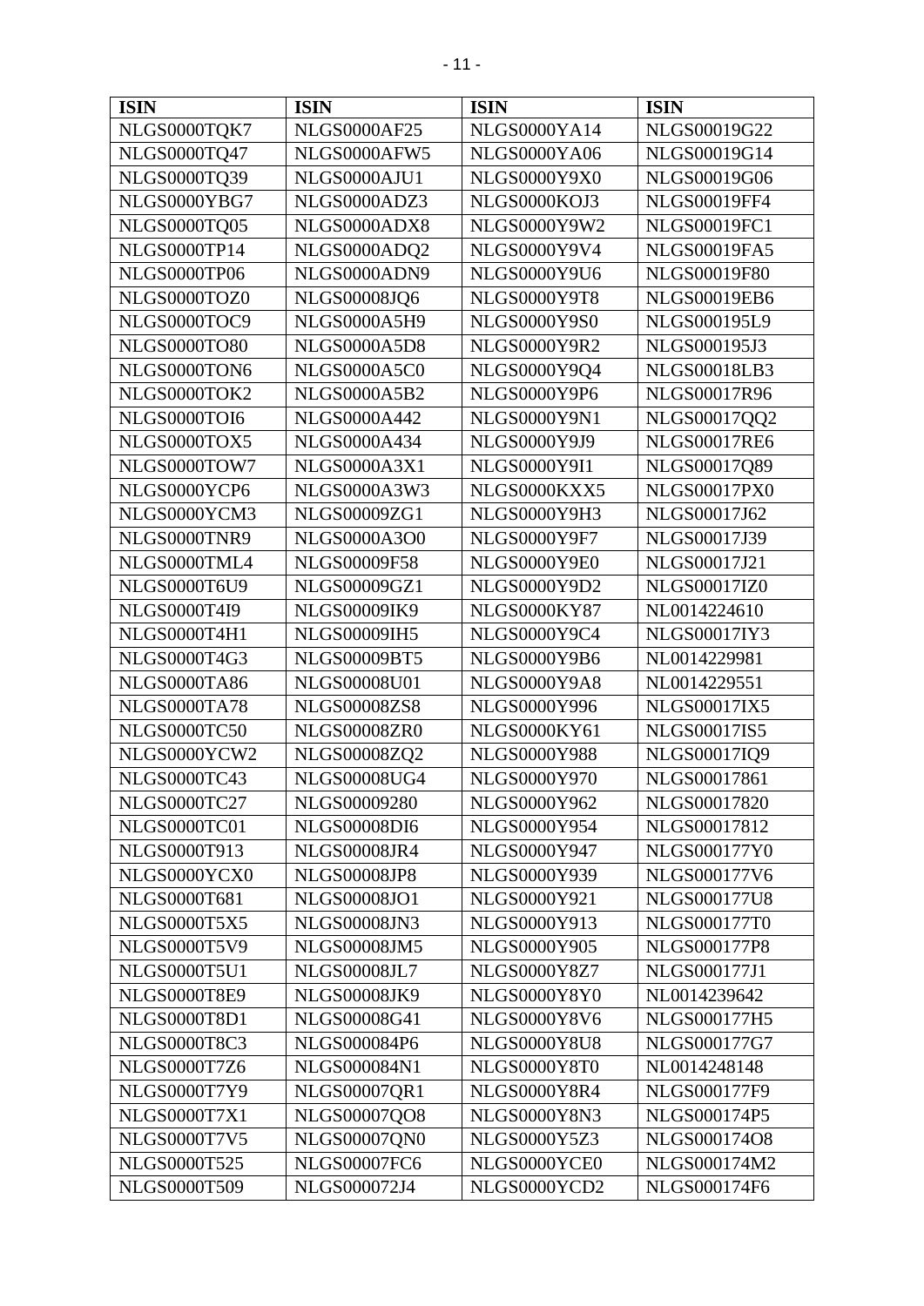| ISIN | ISIN | ISIN | ISIN |
|---|---|---|---|
| NLGS0000TQK7 | NLGS0000AF25 | NLGS0000YA14 | NLGS00019G22 |
| NLGS0000TQ47 | NLGS0000AFW5 | NLGS0000YA06 | NLGS00019G14 |
| NLGS0000TQ39 | NLGS0000AJU1 | NLGS0000Y9X0 | NLGS00019G06 |
| NLGS0000YBG7 | NLGS0000ADZ3 | NLGS0000KOJ3 | NLGS00019FF4 |
| NLGS0000TQ05 | NLGS0000ADX8 | NLGS0000Y9W2 | NLGS00019FC1 |
| NLGS0000TP14 | NLGS0000ADQ2 | NLGS0000Y9V4 | NLGS00019FA5 |
| NLGS0000TP06 | NLGS0000ADN9 | NLGS0000Y9U6 | NLGS00019F80 |
| NLGS0000TOZ0 | NLGS00008JQ6 | NLGS0000Y9T8 | NLGS00019EB6 |
| NLGS0000TOC9 | NLGS0000A5H9 | NLGS0000Y9S0 | NLGS000195L9 |
| NLGS0000TO80 | NLGS0000A5D8 | NLGS0000Y9R2 | NLGS000195J3 |
| NLGS0000TON6 | NLGS0000A5C0 | NLGS0000Y9Q4 | NLGS00018LB3 |
| NLGS0000TOK2 | NLGS0000A5B2 | NLGS0000Y9P6 | NLGS00017R96 |
| NLGS0000TOI6 | NLGS0000A442 | NLGS0000Y9N1 | NLGS00017QQ2 |
| NLGS0000TOX5 | NLGS0000A434 | NLGS0000Y9J9 | NLGS00017RE6 |
| NLGS0000TOW7 | NLGS0000A3X1 | NLGS0000Y9I1 | NLGS00017Q89 |
| NLGS0000YCP6 | NLGS0000A3W3 | NLGS0000KXX5 | NLGS00017PX0 |
| NLGS0000YCM3 | NLGS00009ZG1 | NLGS0000Y9H3 | NLGS00017J62 |
| NLGS0000TNR9 | NLGS0000A3O0 | NLGS0000Y9F7 | NLGS00017J39 |
| NLGS0000TML4 | NLGS00009F58 | NLGS0000Y9E0 | NLGS00017J21 |
| NLGS0000T6U9 | NLGS00009GZ1 | NLGS0000Y9D2 | NLGS00017IZ0 |
| NLGS0000T4I9 | NLGS00009IK9 | NLGS0000KY87 | NL0014224610 |
| NLGS0000T4H1 | NLGS00009IH5 | NLGS0000Y9C4 | NLGS00017IY3 |
| NLGS0000T4G3 | NLGS00009BT5 | NLGS0000Y9B6 | NL0014229981 |
| NLGS0000TA86 | NLGS00008U01 | NLGS0000Y9A8 | NL0014229551 |
| NLGS0000TA78 | NLGS00008ZS8 | NLGS0000Y996 | NLGS00017IX5 |
| NLGS0000TC50 | NLGS00008ZR0 | NLGS0000KY61 | NLGS00017IS5 |
| NLGS0000YCW2 | NLGS00008ZQ2 | NLGS0000Y988 | NLGS00017IQ9 |
| NLGS0000TC43 | NLGS00008UG4 | NLGS0000Y970 | NLGS00017861 |
| NLGS0000TC27 | NLGS00009280 | NLGS0000Y962 | NLGS00017820 |
| NLGS0000TC01 | NLGS00008DI6 | NLGS0000Y954 | NLGS00017812 |
| NLGS0000T913 | NLGS00008JR4 | NLGS0000Y947 | NLGS000177Y0 |
| NLGS0000YCX0 | NLGS00008JP8 | NLGS0000Y939 | NLGS000177V6 |
| NLGS0000T681 | NLGS00008JO1 | NLGS0000Y921 | NLGS000177U8 |
| NLGS0000T5X5 | NLGS00008JN3 | NLGS0000Y913 | NLGS000177T0 |
| NLGS0000T5V9 | NLGS00008JM5 | NLGS0000Y905 | NLGS000177P8 |
| NLGS0000T5U1 | NLGS00008JL7 | NLGS0000Y8Z7 | NLGS000177J1 |
| NLGS0000T8E9 | NLGS00008JK9 | NLGS0000Y8Y0 | NL0014239642 |
| NLGS0000T8D1 | NLGS00008G41 | NLGS0000Y8V6 | NLGS000177H5 |
| NLGS0000T8C3 | NLGS000084P6 | NLGS0000Y8U8 | NLGS000177G7 |
| NLGS0000T7Z6 | NLGS000084N1 | NLGS0000Y8T0 | NL0014248148 |
| NLGS0000T7Y9 | NLGS00007QR1 | NLGS0000Y8R4 | NLGS000177F9 |
| NLGS0000T7X1 | NLGS00007QO8 | NLGS0000Y8N3 | NLGS000174P5 |
| NLGS0000T7V5 | NLGS00007QN0 | NLGS0000Y5Z3 | NLGS000174O8 |
| NLGS0000T525 | NLGS00007FC6 | NLGS0000YCE0 | NLGS000174M2 |
| NLGS0000T509 | NLGS000072J4 | NLGS0000YCD2 | NLGS000174F6 |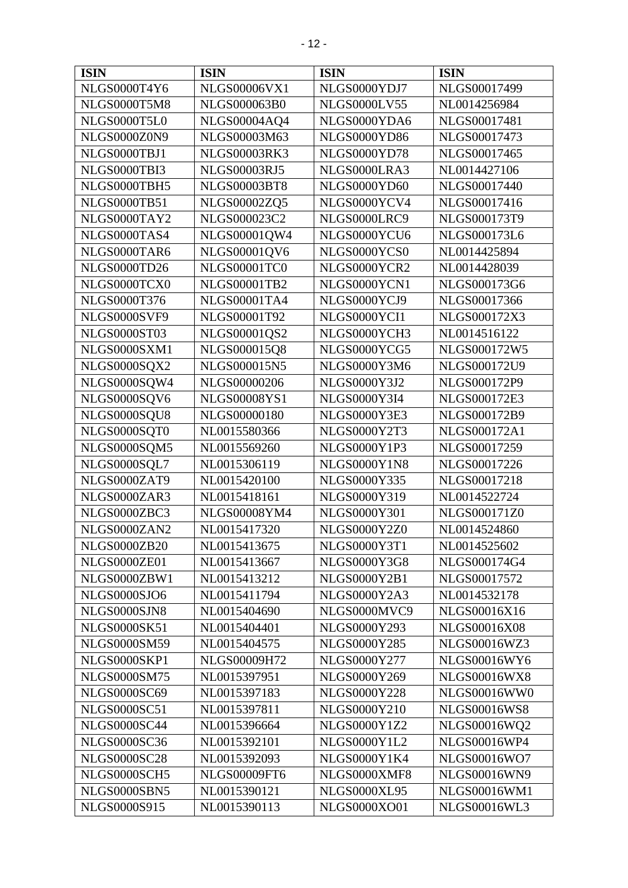| ISIN | ISIN | ISIN | ISIN |
|---|---|---|---|
| NLGS0000T4Y6 | NLGS00006VX1 | NLGS0000YDJ7 | NLGS00017499 |
| NLGS0000T5M8 | NLGS000063B0 | NLGS0000LV55 | NL0014256984 |
| NLGS0000T5L0 | NLGS00004AQ4 | NLGS0000YDA6 | NLGS00017481 |
| NLGS0000Z0N9 | NLGS00003M63 | NLGS0000YD86 | NLGS00017473 |
| NLGS0000TBJ1 | NLGS00003RK3 | NLGS0000YD78 | NLGS00017465 |
| NLGS0000TBI3 | NLGS00003RJ5 | NLGS0000LRA3 | NL0014427106 |
| NLGS0000TBH5 | NLGS00003BT8 | NLGS0000YD60 | NLGS00017440 |
| NLGS0000TB51 | NLGS00002ZQ5 | NLGS0000YCV4 | NLGS00017416 |
| NLGS0000TAY2 | NLGS000023C2 | NLGS0000LRC9 | NLGS000173T9 |
| NLGS0000TAS4 | NLGS00001QW4 | NLGS0000YCU6 | NLGS000173L6 |
| NLGS0000TAR6 | NLGS00001QV6 | NLGS0000YCS0 | NL0014425894 |
| NLGS0000TD26 | NLGS00001TC0 | NLGS0000YCR2 | NL0014428039 |
| NLGS0000TCX0 | NLGS00001TB2 | NLGS0000YCN1 | NLGS000173G6 |
| NLGS0000T376 | NLGS00001TA4 | NLGS0000YCJ9 | NLGS00017366 |
| NLGS0000SVF9 | NLGS00001T92 | NLGS0000YCI1 | NLGS000172X3 |
| NLGS0000ST03 | NLGS00001QS2 | NLGS0000YCH3 | NL0014516122 |
| NLGS0000SXM1 | NLGS000015Q8 | NLGS0000YCG5 | NLGS000172W5 |
| NLGS0000SQX2 | NLGS000015N5 | NLGS0000Y3M6 | NLGS000172U9 |
| NLGS0000SQW4 | NLGS00000206 | NLGS0000Y3J2 | NLGS000172P9 |
| NLGS0000SQV6 | NLGS00008YS1 | NLGS0000Y3I4 | NLGS000172E3 |
| NLGS0000SQU8 | NLGS00000180 | NLGS0000Y3E3 | NLGS000172B9 |
| NLGS0000SQT0 | NL0015580366 | NLGS0000Y2T3 | NLGS000172A1 |
| NLGS0000SQM5 | NL0015569260 | NLGS0000Y1P3 | NLGS00017259 |
| NLGS0000SQL7 | NL0015306119 | NLGS0000Y1N8 | NLGS00017226 |
| NLGS0000ZAT9 | NL0015420100 | NLGS0000Y335 | NLGS00017218 |
| NLGS0000ZAR3 | NL0015418161 | NLGS0000Y319 | NL0014522724 |
| NLGS0000ZBC3 | NLGS00008YM4 | NLGS0000Y301 | NLGS000171Z0 |
| NLGS0000ZAN2 | NL0015417320 | NLGS0000Y2Z0 | NL0014524860 |
| NLGS0000ZB20 | NL0015413675 | NLGS0000Y3T1 | NL0014525602 |
| NLGS0000ZE01 | NL0015413667 | NLGS0000Y3G8 | NLGS000174G4 |
| NLGS0000ZBW1 | NL0015413212 | NLGS0000Y2B1 | NLGS00017572 |
| NLGS0000SJO6 | NL0015411794 | NLGS0000Y2A3 | NL0014532178 |
| NLGS0000SJN8 | NL0015404690 | NLGS0000MVC9 | NLGS00016X16 |
| NLGS0000SK51 | NL0015404401 | NLGS0000Y293 | NLGS00016X08 |
| NLGS0000SM59 | NL0015404575 | NLGS0000Y285 | NLGS00016WZ3 |
| NLGS0000SKP1 | NLGS00009H72 | NLGS0000Y277 | NLGS00016WY6 |
| NLGS0000SM75 | NL0015397951 | NLGS0000Y269 | NLGS00016WX8 |
| NLGS0000SC69 | NL0015397183 | NLGS0000Y228 | NLGS00016WW0 |
| NLGS0000SC51 | NL0015397811 | NLGS0000Y210 | NLGS00016WS8 |
| NLGS0000SC44 | NL0015396664 | NLGS0000Y1Z2 | NLGS00016WQ2 |
| NLGS0000SC36 | NL0015392101 | NLGS0000Y1L2 | NLGS00016WP4 |
| NLGS0000SC28 | NL0015392093 | NLGS0000Y1K4 | NLGS00016WO7 |
| NLGS0000SCH5 | NLGS00009FT6 | NLGS0000XMF8 | NLGS00016WN9 |
| NLGS0000SBN5 | NL0015390121 | NLGS0000XL95 | NLGS00016WM1 |
| NLGS0000S915 | NL0015390113 | NLGS0000XO01 | NLGS00016WL3 |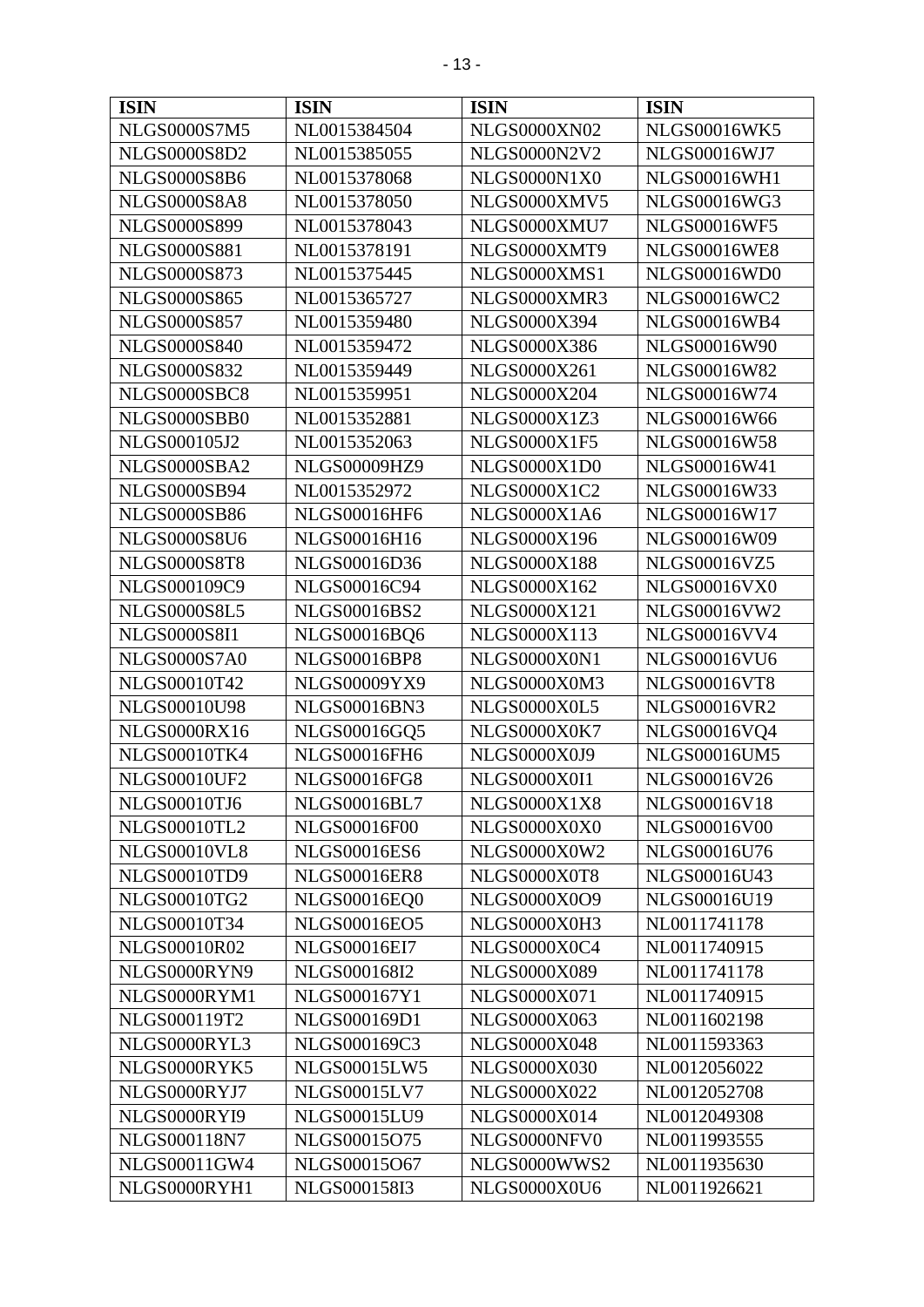| ISIN | ISIN | ISIN | ISIN |
|---|---|---|---|
| NLGS0000S7M5 | NL0015384504 | NLGS0000XN02 | NLGS00016WK5 |
| NLGS0000S8D2 | NL0015385055 | NLGS0000N2V2 | NLGS00016WJ7 |
| NLGS0000S8B6 | NL0015378068 | NLGS0000N1X0 | NLGS00016WH1 |
| NLGS0000S8A8 | NL0015378050 | NLGS0000XMV5 | NLGS00016WG3 |
| NLGS0000S899 | NL0015378043 | NLGS0000XMU7 | NLGS00016WF5 |
| NLGS0000S881 | NL0015378191 | NLGS0000XMT9 | NLGS00016WE8 |
| NLGS0000S873 | NL0015375445 | NLGS0000XMS1 | NLGS00016WD0 |
| NLGS0000S865 | NL0015365727 | NLGS0000XMR3 | NLGS00016WC2 |
| NLGS0000S857 | NL0015359480 | NLGS0000X394 | NLGS00016WB4 |
| NLGS0000S840 | NL0015359472 | NLGS0000X386 | NLGS00016W90 |
| NLGS0000S832 | NL0015359449 | NLGS0000X261 | NLGS00016W82 |
| NLGS0000SBC8 | NL0015359951 | NLGS0000X204 | NLGS00016W74 |
| NLGS0000SBB0 | NL0015352881 | NLGS0000X1Z3 | NLGS00016W66 |
| NLGS000105J2 | NL0015352063 | NLGS0000X1F5 | NLGS00016W58 |
| NLGS0000SBA2 | NLGS00009HZ9 | NLGS0000X1D0 | NLGS00016W41 |
| NLGS0000SB94 | NL0015352972 | NLGS0000X1C2 | NLGS00016W33 |
| NLGS0000SB86 | NLGS00016HF6 | NLGS0000X1A6 | NLGS00016W17 |
| NLGS0000S8U6 | NLGS00016H16 | NLGS0000X196 | NLGS00016W09 |
| NLGS0000S8T8 | NLGS00016D36 | NLGS0000X188 | NLGS00016VZ5 |
| NLGS000109C9 | NLGS00016C94 | NLGS0000X162 | NLGS00016VX0 |
| NLGS0000S8L5 | NLGS00016BS2 | NLGS0000X121 | NLGS00016VW2 |
| NLGS0000S8I1 | NLGS00016BQ6 | NLGS0000X113 | NLGS00016VV4 |
| NLGS0000S7A0 | NLGS00016BP8 | NLGS0000X0N1 | NLGS00016VU6 |
| NLGS00010T42 | NLGS00009YX9 | NLGS0000X0M3 | NLGS00016VT8 |
| NLGS00010U98 | NLGS00016BN3 | NLGS0000X0L5 | NLGS00016VR2 |
| NLGS0000RX16 | NLGS00016GQ5 | NLGS0000X0K7 | NLGS00016VQ4 |
| NLGS00010TK4 | NLGS00016FH6 | NLGS0000X0J9 | NLGS00016UM5 |
| NLGS00010UF2 | NLGS00016FG8 | NLGS0000X0I1 | NLGS00016V26 |
| NLGS00010TJ6 | NLGS00016BL7 | NLGS0000X1X8 | NLGS00016V18 |
| NLGS00010TL2 | NLGS00016F00 | NLGS0000X0X0 | NLGS00016V00 |
| NLGS00010VL8 | NLGS00016ES6 | NLGS0000X0W2 | NLGS00016U76 |
| NLGS00010TD9 | NLGS00016ER8 | NLGS0000X0T8 | NLGS00016U43 |
| NLGS00010TG2 | NLGS00016EQ0 | NLGS0000X0O9 | NLGS00016U19 |
| NLGS00010T34 | NLGS00016EO5 | NLGS0000X0H3 | NL0011741178 |
| NLGS00010R02 | NLGS00016EI7 | NLGS0000X0C4 | NL0011740915 |
| NLGS0000RYN9 | NLGS000168I2 | NLGS0000X089 | NL0011741178 |
| NLGS0000RYM1 | NLGS000167Y1 | NLGS0000X071 | NL0011740915 |
| NLGS000119T2 | NLGS000169D1 | NLGS0000X063 | NL0011602198 |
| NLGS0000RYL3 | NLGS000169C3 | NLGS0000X048 | NL0011593363 |
| NLGS0000RYK5 | NLGS00015LW5 | NLGS0000X030 | NL0012056022 |
| NLGS0000RYJ7 | NLGS00015LV7 | NLGS0000X022 | NL0012052708 |
| NLGS0000RYI9 | NLGS00015LU9 | NLGS0000X014 | NL0012049308 |
| NLGS000118N7 | NLGS00015O75 | NLGS0000NFV0 | NL0011993555 |
| NLGS00011GW4 | NLGS00015O67 | NLGS0000WWS2 | NL0011935630 |
| NLGS0000RYH1 | NLGS000158I3 | NLGS0000X0U6 | NL0011926621 |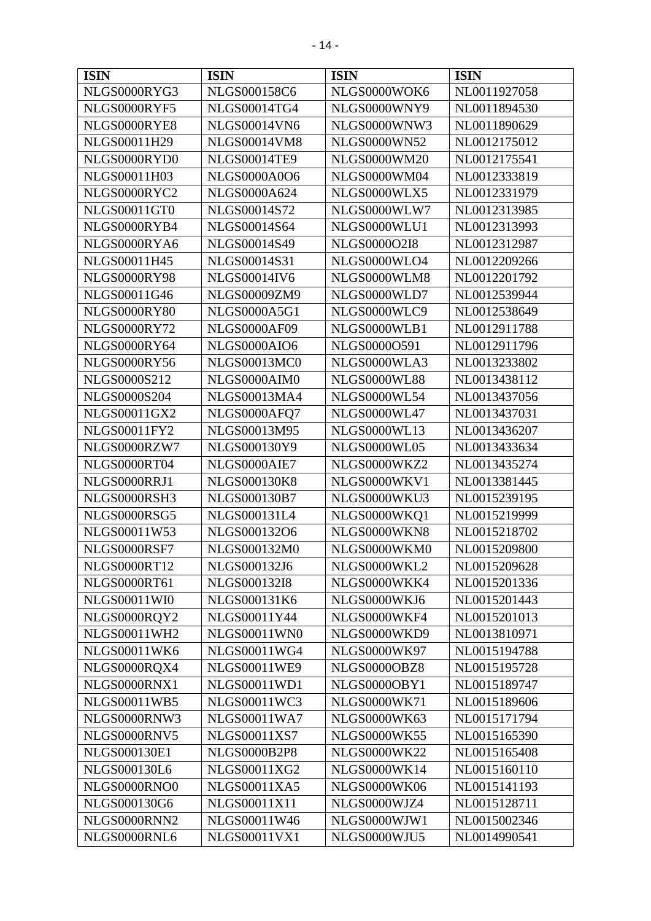| ISIN | ISIN | ISIN | ISIN |
|---|---|---|---|
| NLGS0000RYG3 | NLGS000158C6 | NLGS0000WOK6 | NL0011927058 |
| NLGS0000RYF5 | NLGS00014TG4 | NLGS0000WNY9 | NL0011894530 |
| NLGS0000RYE8 | NLGS00014VN6 | NLGS0000WNW3 | NL0011890629 |
| NLGS00011H29 | NLGS00014VM8 | NLGS0000WN52 | NL0012175012 |
| NLGS0000RYD0 | NLGS00014TE9 | NLGS0000WM20 | NL0012175541 |
| NLGS00011H03 | NLGS0000A0O6 | NLGS0000WM04 | NL0012333819 |
| NLGS0000RYC2 | NLGS0000A624 | NLGS0000WLX5 | NL0012331979 |
| NLGS00011GT0 | NLGS00014S72 | NLGS0000WLW7 | NL0012313985 |
| NLGS0000RYB4 | NLGS00014S64 | NLGS0000WLU1 | NL0012313993 |
| NLGS0000RYA6 | NLGS00014S49 | NLGS0000O2I8 | NL0012312987 |
| NLGS00011H45 | NLGS00014S31 | NLGS0000WLO4 | NL0012209266 |
| NLGS0000RY98 | NLGS00014IV6 | NLGS0000WLM8 | NL0012201792 |
| NLGS00011G46 | NLGS00009ZM9 | NLGS0000WLD7 | NL0012539944 |
| NLGS0000RY80 | NLGS0000A5G1 | NLGS0000WLC9 | NL0012538649 |
| NLGS0000RY72 | NLGS0000AF09 | NLGS0000WLB1 | NL0012911788 |
| NLGS0000RY64 | NLGS0000AIO6 | NLGS0000O591 | NL0012911796 |
| NLGS0000RY56 | NLGS00013MC0 | NLGS0000WLA3 | NL0013233802 |
| NLGS0000S212 | NLGS0000AIM0 | NLGS0000WL88 | NL0013438112 |
| NLGS0000S204 | NLGS00013MA4 | NLGS0000WL54 | NL0013437056 |
| NLGS00011GX2 | NLGS0000AFQ7 | NLGS0000WL47 | NL0013437031 |
| NLGS00011FY2 | NLGS00013M95 | NLGS0000WL13 | NL0013436207 |
| NLGS0000RZW7 | NLGS000130Y9 | NLGS0000WL05 | NL0013433634 |
| NLGS0000RT04 | NLGS0000AIE7 | NLGS0000WKZ2 | NL0013435274 |
| NLGS0000RRJ1 | NLGS000130K8 | NLGS0000WKV1 | NL0013381445 |
| NLGS0000RSH3 | NLGS000130B7 | NLGS0000WKU3 | NL0015239195 |
| NLGS0000RSG5 | NLGS000131L4 | NLGS0000WKQ1 | NL0015219999 |
| NLGS00011W53 | NLGS000132O6 | NLGS0000WKN8 | NL0015218702 |
| NLGS0000RSF7 | NLGS000132M0 | NLGS0000WKM0 | NL0015209800 |
| NLGS0000RT12 | NLGS000132J6 | NLGS0000WKL2 | NL0015209628 |
| NLGS0000RT61 | NLGS000132I8 | NLGS0000WKK4 | NL0015201336 |
| NLGS00011WI0 | NLGS000131K6 | NLGS0000WKJ6 | NL0015201443 |
| NLGS0000RQY2 | NLGS00011Y44 | NLGS0000WKF4 | NL0015201013 |
| NLGS00011WH2 | NLGS00011WN0 | NLGS0000WKD9 | NL0013810971 |
| NLGS00011WK6 | NLGS00011WG4 | NLGS0000WK97 | NL0015194788 |
| NLGS0000RQX4 | NLGS00011WE9 | NLGS0000OBZ8 | NL0015195728 |
| NLGS0000RNX1 | NLGS00011WD1 | NLGS0000OBY1 | NL0015189747 |
| NLGS00011WB5 | NLGS00011WC3 | NLGS0000WK71 | NL0015189606 |
| NLGS0000RNW3 | NLGS00011WA7 | NLGS0000WK63 | NL0015171794 |
| NLGS0000RNV5 | NLGS00011XS7 | NLGS0000WK55 | NL0015165390 |
| NLGS000130E1 | NLGS0000B2P8 | NLGS0000WK22 | NL0015165408 |
| NLGS000130L6 | NLGS00011XG2 | NLGS0000WK14 | NL0015160110 |
| NLGS0000RNO0 | NLGS00011XA5 | NLGS0000WK06 | NL0015141193 |
| NLGS000130G6 | NLGS00011X11 | NLGS0000WJZ4 | NL0015128711 |
| NLGS0000RNN2 | NLGS00011W46 | NLGS0000WJW1 | NL0015002346 |
| NLGS0000RNL6 | NLGS00011VX1 | NLGS0000WJU5 | NL0014990541 |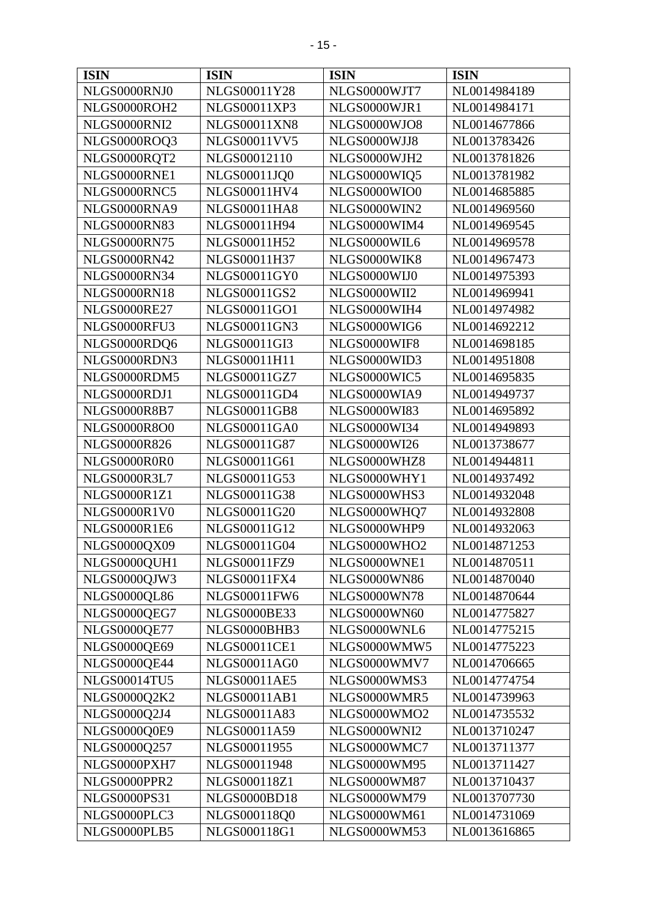| ISIN | ISIN | ISIN | ISIN |
|---|---|---|---|
| NLGS0000RNJ0 | NLGS00011Y28 | NLGS0000WJT7 | NL0014984189 |
| NLGS0000ROH2 | NLGS00011XP3 | NLGS0000WJR1 | NL0014984171 |
| NLGS0000RNI2 | NLGS00011XN8 | NLGS0000WJO8 | NL0014677866 |
| NLGS0000ROQ3 | NLGS00011VV5 | NLGS0000WJJ8 | NL0013783426 |
| NLGS0000RQT2 | NLGS00012110 | NLGS0000WJH2 | NL0013781826 |
| NLGS0000RNE1 | NLGS00011JQ0 | NLGS0000WIQ5 | NL0013781982 |
| NLGS0000RNC5 | NLGS00011HV4 | NLGS0000WIO0 | NL0014685885 |
| NLGS0000RNA9 | NLGS00011HA8 | NLGS0000WIN2 | NL0014969560 |
| NLGS0000RN83 | NLGS00011H94 | NLGS0000WIM4 | NL0014969545 |
| NLGS0000RN75 | NLGS00011H52 | NLGS0000WIL6 | NL0014969578 |
| NLGS0000RN42 | NLGS00011H37 | NLGS0000WIK8 | NL0014967473 |
| NLGS0000RN34 | NLGS00011GY0 | NLGS0000WIJ0 | NL0014975393 |
| NLGS0000RN18 | NLGS00011GS2 | NLGS0000WII2 | NL0014969941 |
| NLGS0000RE27 | NLGS00011GO1 | NLGS0000WIH4 | NL0014974982 |
| NLGS0000RFU3 | NLGS00011GN3 | NLGS0000WIG6 | NL0014692212 |
| NLGS0000RDQ6 | NLGS00011GI3 | NLGS0000WIF8 | NL0014698185 |
| NLGS0000RDN3 | NLGS00011H11 | NLGS0000WID3 | NL0014951808 |
| NLGS0000RDM5 | NLGS00011GZ7 | NLGS0000WIC5 | NL0014695835 |
| NLGS0000RDJ1 | NLGS00011GD4 | NLGS0000WIA9 | NL0014949737 |
| NLGS0000R8B7 | NLGS00011GB8 | NLGS0000WI83 | NL0014695892 |
| NLGS0000R8O0 | NLGS00011GA0 | NLGS0000WI34 | NL0014949893 |
| NLGS0000R826 | NLGS00011G87 | NLGS0000WI26 | NL0013738677 |
| NLGS0000R0R0 | NLGS00011G61 | NLGS0000WHZ8 | NL0014944811 |
| NLGS0000R3L7 | NLGS00011G53 | NLGS0000WHY1 | NL0014937492 |
| NLGS0000R1Z1 | NLGS00011G38 | NLGS0000WHS3 | NL0014932048 |
| NLGS0000R1V0 | NLGS00011G20 | NLGS0000WHQ7 | NL0014932808 |
| NLGS0000R1E6 | NLGS00011G12 | NLGS0000WHP9 | NL0014932063 |
| NLGS0000QX09 | NLGS00011G04 | NLGS0000WHO2 | NL0014871253 |
| NLGS0000QUH1 | NLGS00011FZ9 | NLGS0000WNE1 | NL0014870511 |
| NLGS0000QJW3 | NLGS00011FX4 | NLGS0000WN86 | NL0014870040 |
| NLGS0000QL86 | NLGS00011FW6 | NLGS0000WN78 | NL0014870644 |
| NLGS0000QEG7 | NLGS0000BE33 | NLGS0000WN60 | NL0014775827 |
| NLGS0000QE77 | NLGS0000BHB3 | NLGS0000WNL6 | NL0014775215 |
| NLGS0000QE69 | NLGS00011CE1 | NLGS0000WMW5 | NL0014775223 |
| NLGS0000QE44 | NLGS00011AG0 | NLGS0000WMV7 | NL0014706665 |
| NLGS00014TU5 | NLGS00011AE5 | NLGS0000WMS3 | NL0014774754 |
| NLGS0000Q2K2 | NLGS00011AB1 | NLGS0000WMR5 | NL0014739963 |
| NLGS0000Q2J4 | NLGS00011A83 | NLGS0000WMO2 | NL0014735532 |
| NLGS0000Q0E9 | NLGS00011A59 | NLGS0000WNI2 | NL0013710247 |
| NLGS0000Q257 | NLGS00011955 | NLGS0000WMC7 | NL0013711377 |
| NLGS0000PXH7 | NLGS00011948 | NLGS0000WM95 | NL0013711427 |
| NLGS0000PPR2 | NLGS000118Z1 | NLGS0000WM87 | NL0013710437 |
| NLGS0000PS31 | NLGS0000BD18 | NLGS0000WM79 | NL0013707730 |
| NLGS0000PLC3 | NLGS000118Q0 | NLGS0000WM61 | NL0014731069 |
| NLGS0000PLB5 | NLGS000118G1 | NLGS0000WM53 | NL0013616865 |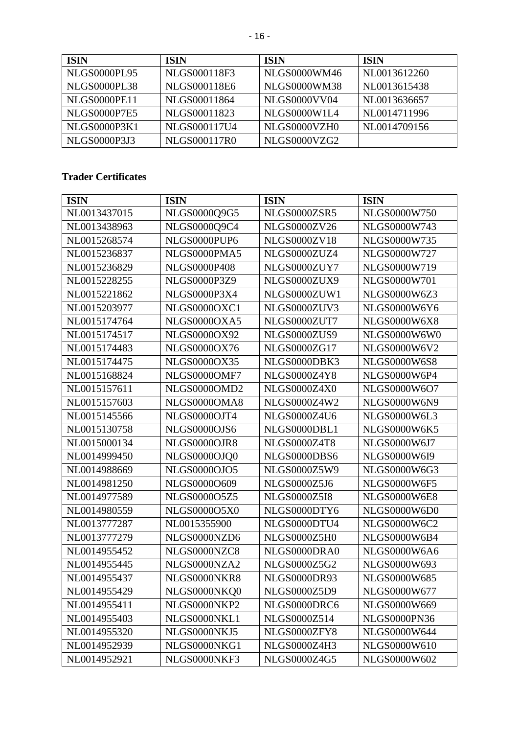| ISIN | ISIN | ISIN | ISIN |
|---|---|---|---|
| NLGS0000PL95 | NLGS000118F3 | NLGS0000WM46 | NL0013612260 |
| NLGS0000PL38 | NLGS000118E6 | NLGS0000WM38 | NL0013615438 |
| NLGS0000PE11 | NLGS00011864 | NLGS0000VV04 | NL0013636657 |
| NLGS0000P7E5 | NLGS00011823 | NLGS0000W1L4 | NL0014711996 |
| NLGS0000P3K1 | NLGS000117U4 | NLGS0000VZH0 | NL0014709156 |
| NLGS0000P3J3 | NLGS000117R0 | NLGS0000VZG2 | |

**Trader Certificates**

| ISIN | ISIN | ISIN | ISIN |
|---|---|---|---|
| NL0013437015 | NLGS0000Q9G5 | NLGS0000ZSR5 | NLGS0000W750 |
| NL0013438963 | NLGS0000Q9C4 | NLGS0000ZV26 | NLGS0000W743 |
| NL0015268574 | NLGS0000PUP6 | NLGS0000ZV18 | NLGS0000W735 |
| NL0015236837 | NLGS0000PMA5 | NLGS0000ZUZ4 | NLGS0000W727 |
| NL0015236829 | NLGS0000P408 | NLGS0000ZUY7 | NLGS0000W719 |
| NL0015228255 | NLGS0000P3Z9 | NLGS0000ZUX9 | NLGS0000W701 |
| NL0015221862 | NLGS0000P3X4 | NLGS0000ZUW1 | NLGS0000W6Z3 |
| NL0015203977 | NLGS0000OXC1 | NLGS0000ZUV3 | NLGS0000W6Y6 |
| NL0015174764 | NLGS0000OXA5 | NLGS0000ZUT7 | NLGS0000W6X8 |
| NL0015174517 | NLGS0000OX92 | NLGS0000ZUS9 | NLGS0000W6W0 |
| NL0015174483 | NLGS0000OX76 | NLGS0000ZG17 | NLGS0000W6V2 |
| NL0015174475 | NLGS0000OX35 | NLGS0000DBK3 | NLGS0000W6S8 |
| NL0015168824 | NLGS0000OMF7 | NLGS0000Z4Y8 | NLGS0000W6P4 |
| NL0015157611 | NLGS0000OMD2 | NLGS0000Z4X0 | NLGS0000W6O7 |
| NL0015157603 | NLGS0000OMA8 | NLGS0000Z4W2 | NLGS0000W6N9 |
| NL0015145566 | NLGS0000OJT4 | NLGS0000Z4U6 | NLGS0000W6L3 |
| NL0015130758 | NLGS0000OJS6 | NLGS0000DBL1 | NLGS0000W6K5 |
| NL0015000134 | NLGS0000OJR8 | NLGS0000Z4T8 | NLGS0000W6J7 |
| NL0014999450 | NLGS0000OJQ0 | NLGS0000DBS6 | NLGS0000W6I9 |
| NL0014988669 | NLGS0000OJO5 | NLGS0000Z5W9 | NLGS0000W6G3 |
| NL0014981250 | NLGS0000O609 | NLGS0000Z5J6 | NLGS0000W6F5 |
| NL0014977589 | NLGS0000O5Z5 | NLGS0000Z5I8 | NLGS0000W6E8 |
| NL0014980559 | NLGS0000O5X0 | NLGS0000DTY6 | NLGS0000W6D0 |
| NL0013777287 | NL0015355900 | NLGS0000DTU4 | NLGS0000W6C2 |
| NL0013777279 | NLGS0000NZD6 | NLGS0000Z5H0 | NLGS0000W6B4 |
| NL0014955452 | NLGS0000NZC8 | NLGS0000DRA0 | NLGS0000W6A6 |
| NL0014955445 | NLGS0000NZA2 | NLGS0000Z5G2 | NLGS0000W693 |
| NL0014955437 | NLGS0000NKR8 | NLGS0000DR93 | NLGS0000W685 |
| NL0014955429 | NLGS0000NKQ0 | NLGS0000Z5D9 | NLGS0000W677 |
| NL0014955411 | NLGS0000NKP2 | NLGS0000DRC6 | NLGS0000W669 |
| NL0014955403 | NLGS0000NKL1 | NLGS0000Z514 | NLGS0000PN36 |
| NL0014955320 | NLGS0000NKJ5 | NLGS0000ZFY8 | NLGS0000W644 |
| NL0014952939 | NLGS0000NKG1 | NLGS0000Z4H3 | NLGS0000W610 |
| NL0014952921 | NLGS0000NKF3 | NLGS0000Z4G5 | NLGS0000W602 |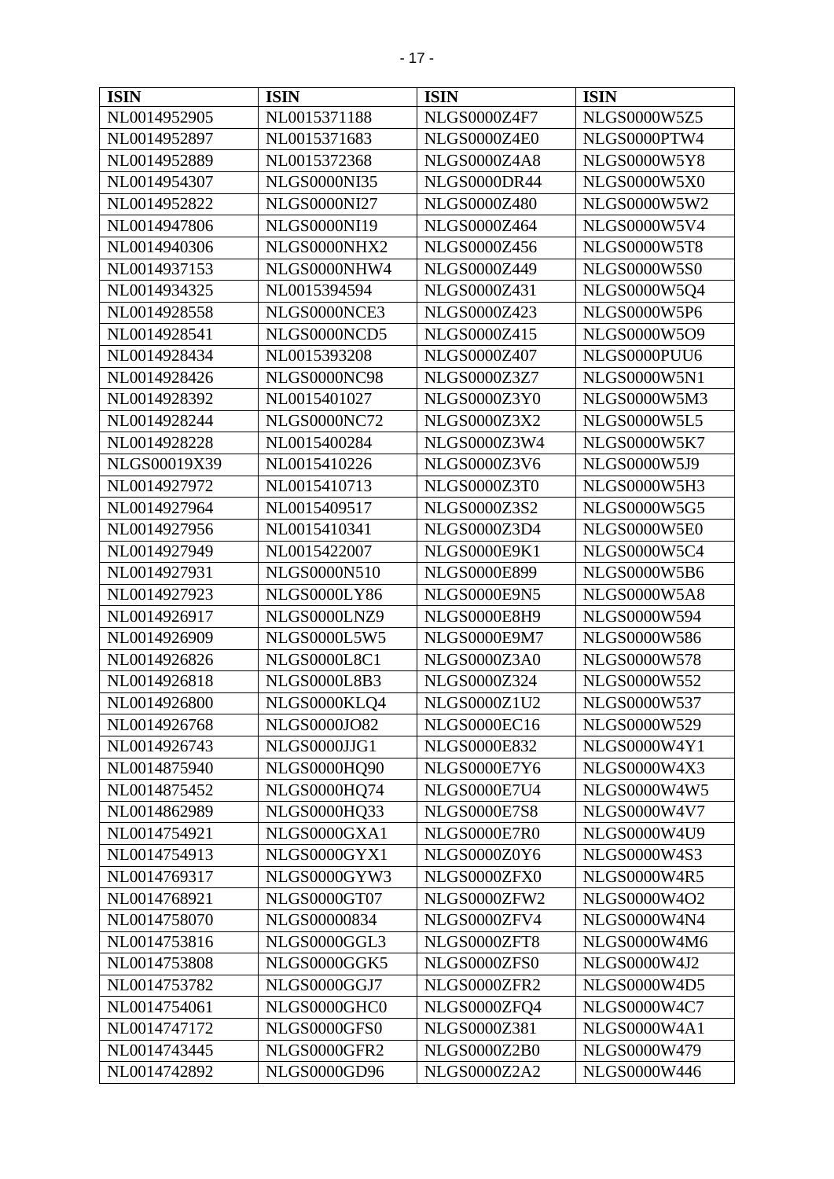| ISIN | ISIN | ISIN | ISIN |
|---|---|---|---|
| NL0014952905 | NL0015371188 | NLGS0000Z4F7 | NLGS0000W5Z5 |
| NL0014952897 | NL0015371683 | NLGS0000Z4E0 | NLGS0000PTW4 |
| NL0014952889 | NL0015372368 | NLGS0000Z4A8 | NLGS0000W5Y8 |
| NL0014954307 | NLGS0000NI35 | NLGS0000DR44 | NLGS0000W5X0 |
| NL0014952822 | NLGS0000NI27 | NLGS0000Z480 | NLGS0000W5W2 |
| NL0014947806 | NLGS0000NI19 | NLGS0000Z464 | NLGS0000W5V4 |
| NL0014940306 | NLGS0000NHX2 | NLGS0000Z456 | NLGS0000W5T8 |
| NL0014937153 | NLGS0000NHW4 | NLGS0000Z449 | NLGS0000W5S0 |
| NL0014934325 | NL0015394594 | NLGS0000Z431 | NLGS0000W5Q4 |
| NL0014928558 | NLGS0000NCE3 | NLGS0000Z423 | NLGS0000W5P6 |
| NL0014928541 | NLGS0000NCD5 | NLGS0000Z415 | NLGS0000W5O9 |
| NL0014928434 | NL0015393208 | NLGS0000Z407 | NLGS0000PUU6 |
| NL0014928426 | NLGS0000NC98 | NLGS0000Z3Z7 | NLGS0000W5N1 |
| NL0014928392 | NL0015401027 | NLGS0000Z3Y0 | NLGS0000W5M3 |
| NL0014928244 | NLGS0000NC72 | NLGS0000Z3X2 | NLGS0000W5L5 |
| NL0014928228 | NL0015400284 | NLGS0000Z3W4 | NLGS0000W5K7 |
| NLGS00019X39 | NL0015410226 | NLGS0000Z3V6 | NLGS0000W5J9 |
| NL0014927972 | NL0015410713 | NLGS0000Z3T0 | NLGS0000W5H3 |
| NL0014927964 | NL0015409517 | NLGS0000Z3S2 | NLGS0000W5G5 |
| NL0014927956 | NL0015410341 | NLGS0000Z3D4 | NLGS0000W5E0 |
| NL0014927949 | NL0015422007 | NLGS0000E9K1 | NLGS0000W5C4 |
| NL0014927931 | NLGS0000N510 | NLGS0000E899 | NLGS0000W5B6 |
| NL0014927923 | NLGS0000LY86 | NLGS0000E9N5 | NLGS0000W5A8 |
| NL0014926917 | NLGS0000LNZ9 | NLGS0000E8H9 | NLGS0000W594 |
| NL0014926909 | NLGS0000L5W5 | NLGS0000E9M7 | NLGS0000W586 |
| NL0014926826 | NLGS0000L8C1 | NLGS0000Z3A0 | NLGS0000W578 |
| NL0014926818 | NLGS0000L8B3 | NLGS0000Z324 | NLGS0000W552 |
| NL0014926800 | NLGS0000KLQ4 | NLGS0000Z1U2 | NLGS0000W537 |
| NL0014926768 | NLGS0000JO82 | NLGS0000EC16 | NLGS0000W529 |
| NL0014926743 | NLGS0000JJG1 | NLGS0000E832 | NLGS0000W4Y1 |
| NL0014875940 | NLGS0000HQ90 | NLGS0000E7Y6 | NLGS0000W4X3 |
| NL0014875452 | NLGS0000HQ74 | NLGS0000E7U4 | NLGS0000W4W5 |
| NL0014862989 | NLGS0000HQ33 | NLGS0000E7S8 | NLGS0000W4V7 |
| NL0014754921 | NLGS0000GXA1 | NLGS0000E7R0 | NLGS0000W4U9 |
| NL0014754913 | NLGS0000GYX1 | NLGS0000Z0Y6 | NLGS0000W4S3 |
| NL0014769317 | NLGS0000GYW3 | NLGS0000ZFX0 | NLGS0000W4R5 |
| NL0014768921 | NLGS0000GT07 | NLGS0000ZFW2 | NLGS0000W4O2 |
| NL0014758070 | NLGS00000834 | NLGS0000ZFV4 | NLGS0000W4N4 |
| NL0014753816 | NLGS0000GGL3 | NLGS0000ZFT8 | NLGS0000W4M6 |
| NL0014753808 | NLGS0000GGK5 | NLGS0000ZFS0 | NLGS0000W4J2 |
| NL0014753782 | NLGS0000GGJ7 | NLGS0000ZFR2 | NLGS0000W4D5 |
| NL0014754061 | NLGS0000GHC0 | NLGS0000ZFQ4 | NLGS0000W4C7 |
| NL0014747172 | NLGS0000GFS0 | NLGS0000Z381 | NLGS0000W4A1 |
| NL0014743445 | NLGS0000GFR2 | NLGS0000Z2B0 | NLGS0000W479 |
| NL0014742892 | NLGS0000GD96 | NLGS0000Z2A2 | NLGS0000W446 |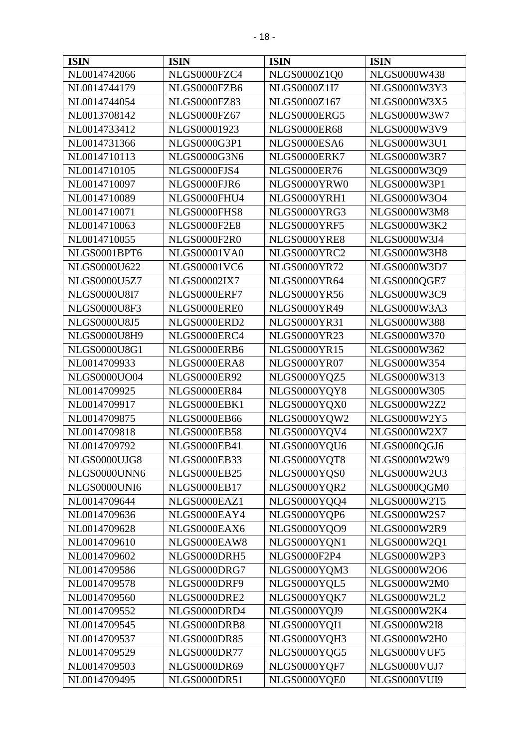| ISIN | ISIN | ISIN | ISIN |
|---|---|---|---|
| NL0014742066 | NLGS0000FZC4 | NLGS0000Z1Q0 | NLGS0000W438 |
| NL0014744179 | NLGS0000FZB6 | NLGS0000Z1I7 | NLGS0000W3Y3 |
| NL0014744054 | NLGS0000FZ83 | NLGS0000Z167 | NLGS0000W3X5 |
| NL0013708142 | NLGS0000FZ67 | NLGS0000ERG5 | NLGS0000W3W7 |
| NL0014733412 | NLGS00001923 | NLGS0000ER68 | NLGS0000W3V9 |
| NL0014731366 | NLGS0000G3P1 | NLGS0000ESA6 | NLGS0000W3U1 |
| NL0014710113 | NLGS0000G3N6 | NLGS0000ERK7 | NLGS0000W3R7 |
| NL0014710105 | NLGS0000FJS4 | NLGS0000ER76 | NLGS0000W3Q9 |
| NL0014710097 | NLGS0000FJR6 | NLGS0000YRW0 | NLGS0000W3P1 |
| NL0014710089 | NLGS0000FHU4 | NLGS0000YRH1 | NLGS0000W3O4 |
| NL0014710071 | NLGS0000FHS8 | NLGS0000YRG3 | NLGS0000W3M8 |
| NL0014710063 | NLGS0000F2E8 | NLGS0000YRF5 | NLGS0000W3K2 |
| NL0014710055 | NLGS0000F2R0 | NLGS0000YRE8 | NLGS0000W3J4 |
| NLGS0001BPT6 | NLGS00001VA0 | NLGS0000YRC2 | NLGS0000W3H8 |
| NLGS0000U622 | NLGS00001VC6 | NLGS0000YR72 | NLGS0000W3D7 |
| NLGS0000U5Z7 | NLGS00002IX7 | NLGS0000YR64 | NLGS0000QGE7 |
| NLGS0000U8I7 | NLGS0000ERF7 | NLGS0000YR56 | NLGS0000W3C9 |
| NLGS0000U8F3 | NLGS0000ERE0 | NLGS0000YR49 | NLGS0000W3A3 |
| NLGS0000U8J5 | NLGS0000ERD2 | NLGS0000YR31 | NLGS0000W388 |
| NLGS0000U8H9 | NLGS0000ERC4 | NLGS0000YR23 | NLGS0000W370 |
| NLGS0000U8G1 | NLGS0000ERB6 | NLGS0000YR15 | NLGS0000W362 |
| NL0014709933 | NLGS0000ERA8 | NLGS0000YR07 | NLGS0000W354 |
| NLGS0000UO04 | NLGS0000ER92 | NLGS0000YQZ5 | NLGS0000W313 |
| NL0014709925 | NLGS0000ER84 | NLGS0000YQY8 | NLGS0000W305 |
| NL0014709917 | NLGS0000EBK1 | NLGS0000YQX0 | NLGS0000W2Z2 |
| NL0014709875 | NLGS0000EB66 | NLGS0000YQW2 | NLGS0000W2Y5 |
| NL0014709818 | NLGS0000EB58 | NLGS0000YQV4 | NLGS0000W2X7 |
| NL0014709792 | NLGS0000EB41 | NLGS0000YQU6 | NLGS0000QGJ6 |
| NLGS0000UJG8 | NLGS0000EB33 | NLGS0000YQT8 | NLGS0000W2W9 |
| NLGS0000UNN6 | NLGS0000EB25 | NLGS0000YQS0 | NLGS0000W2U3 |
| NLGS0000UNI6 | NLGS0000EB17 | NLGS0000YQR2 | NLGS0000QGM0 |
| NL0014709644 | NLGS0000EAZ1 | NLGS0000YQQ4 | NLGS0000W2T5 |
| NL0014709636 | NLGS0000EAY4 | NLGS0000YQP6 | NLGS0000W2S7 |
| NL0014709628 | NLGS0000EAX6 | NLGS0000YQO9 | NLGS0000W2R9 |
| NL0014709610 | NLGS0000EAW8 | NLGS0000YQN1 | NLGS0000W2Q1 |
| NL0014709602 | NLGS0000DRH5 | NLGS0000F2P4 | NLGS0000W2P3 |
| NL0014709586 | NLGS0000DRG7 | NLGS0000YQM3 | NLGS0000W2O6 |
| NL0014709578 | NLGS0000DRF9 | NLGS0000YQL5 | NLGS0000W2M0 |
| NL0014709560 | NLGS0000DRE2 | NLGS0000YQK7 | NLGS0000W2L2 |
| NL0014709552 | NLGS0000DRD4 | NLGS0000YQJ9 | NLGS0000W2K4 |
| NL0014709545 | NLGS0000DRB8 | NLGS0000YQI1 | NLGS0000W2I8 |
| NL0014709537 | NLGS0000DR85 | NLGS0000YQH3 | NLGS0000W2H0 |
| NL0014709529 | NLGS0000DR77 | NLGS0000YQG5 | NLGS0000VUF5 |
| NL0014709503 | NLGS0000DR69 | NLGS0000YQF7 | NLGS0000VUJ7 |
| NL0014709495 | NLGS0000DR51 | NLGS0000YQE0 | NLGS0000VUI9 |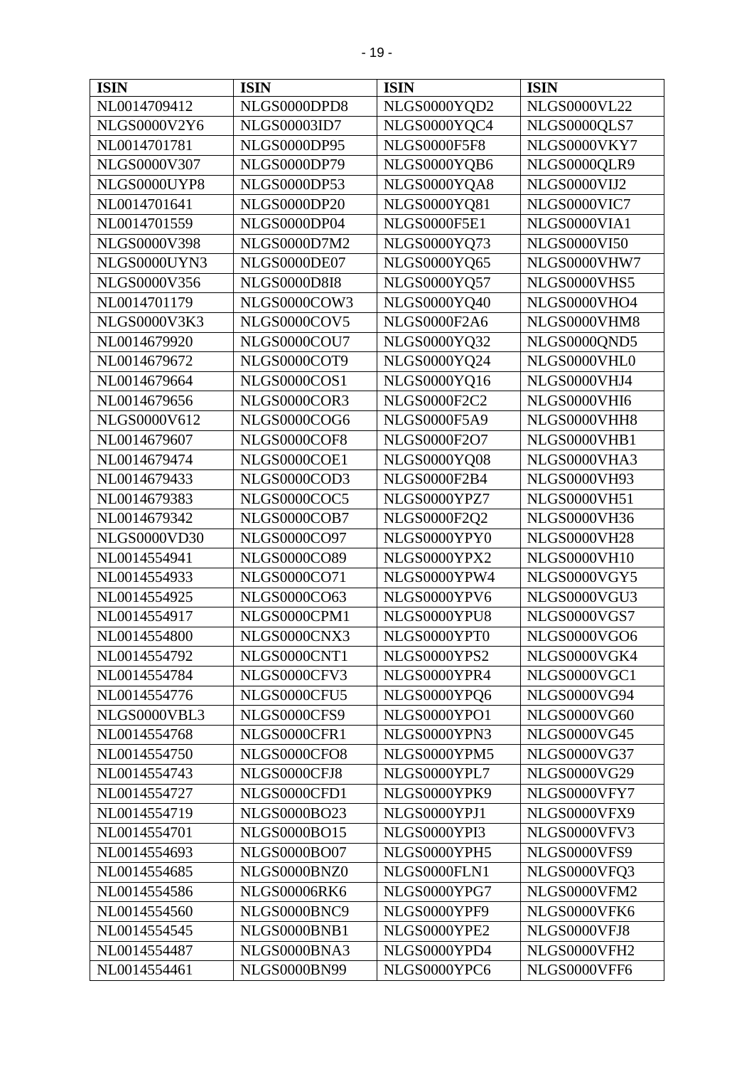| ISIN | ISIN | ISIN | ISIN |
|---|---|---|---|
| NL0014709412 | NLGS0000DPD8 | NLGS0000YQD2 | NLGS0000VL22 |
| NLGS0000V2Y6 | NLGS00003ID7 | NLGS0000YQC4 | NLGS0000QLS7 |
| NL0014701781 | NLGS0000DP95 | NLGS0000F5F8 | NLGS0000VKY7 |
| NLGS0000V307 | NLGS0000DP79 | NLGS0000YQB6 | NLGS0000QLR9 |
| NLGS0000UYP8 | NLGS0000DP53 | NLGS0000YQA8 | NLGS0000VIJ2 |
| NL0014701641 | NLGS0000DP20 | NLGS0000YQ81 | NLGS0000VIC7 |
| NL0014701559 | NLGS0000DP04 | NLGS0000F5E1 | NLGS0000VIA1 |
| NLGS0000V398 | NLGS0000D7M2 | NLGS0000YQ73 | NLGS0000VI50 |
| NLGS0000UYN3 | NLGS0000DE07 | NLGS0000YQ65 | NLGS0000VHW7 |
| NLGS0000V356 | NLGS0000D8I8 | NLGS0000YQ57 | NLGS0000VHS5 |
| NL0014701179 | NLGS0000COW3 | NLGS0000YQ40 | NLGS0000VHO4 |
| NLGS0000V3K3 | NLGS0000COV5 | NLGS0000F2A6 | NLGS0000VHM8 |
| NL0014679920 | NLGS0000COU7 | NLGS0000YQ32 | NLGS0000QND5 |
| NL0014679672 | NLGS0000COT9 | NLGS0000YQ24 | NLGS0000VHL0 |
| NL0014679664 | NLGS0000COS1 | NLGS0000YQ16 | NLGS0000VHJ4 |
| NL0014679656 | NLGS0000COR3 | NLGS0000F2C2 | NLGS0000VHI6 |
| NLGS0000V612 | NLGS0000COG6 | NLGS0000F5A9 | NLGS0000VHH8 |
| NL0014679607 | NLGS0000COF8 | NLGS0000F2O7 | NLGS0000VHB1 |
| NL0014679474 | NLGS0000COE1 | NLGS0000YQ08 | NLGS0000VHA3 |
| NL0014679433 | NLGS0000COD3 | NLGS0000F2B4 | NLGS0000VH93 |
| NL0014679383 | NLGS0000COC5 | NLGS0000YPZ7 | NLGS0000VH51 |
| NL0014679342 | NLGS0000COB7 | NLGS0000F2Q2 | NLGS0000VH36 |
| NLGS0000VD30 | NLGS0000CO97 | NLGS0000YPY0 | NLGS0000VH28 |
| NL0014554941 | NLGS0000CO89 | NLGS0000YPX2 | NLGS0000VH10 |
| NL0014554933 | NLGS0000CO71 | NLGS0000YPW4 | NLGS0000VGY5 |
| NL0014554925 | NLGS0000CO63 | NLGS0000YPV6 | NLGS0000VGU3 |
| NL0014554917 | NLGS0000CPM1 | NLGS0000YPU8 | NLGS0000VGS7 |
| NL0014554800 | NLGS0000CNX3 | NLGS0000YPT0 | NLGS0000VGO6 |
| NL0014554792 | NLGS0000CNT1 | NLGS0000YPS2 | NLGS0000VGK4 |
| NL0014554784 | NLGS0000CFV3 | NLGS0000YPR4 | NLGS0000VGC1 |
| NL0014554776 | NLGS0000CFU5 | NLGS0000YPQ6 | NLGS0000VG94 |
| NLGS0000VBL3 | NLGS0000CFS9 | NLGS0000YPO1 | NLGS0000VG60 |
| NL0014554768 | NLGS0000CFR1 | NLGS0000YPN3 | NLGS0000VG45 |
| NL0014554750 | NLGS0000CFO8 | NLGS0000YPM5 | NLGS0000VG37 |
| NL0014554743 | NLGS0000CFJ8 | NLGS0000YPL7 | NLGS0000VG29 |
| NL0014554727 | NLGS0000CFD1 | NLGS0000YPK9 | NLGS0000VFY7 |
| NL0014554719 | NLGS0000BO23 | NLGS0000YPJ1 | NLGS0000VFX9 |
| NL0014554701 | NLGS0000BO15 | NLGS0000YPI3 | NLGS0000VFV3 |
| NL0014554693 | NLGS0000BO07 | NLGS0000YPH5 | NLGS0000VFS9 |
| NL0014554685 | NLGS0000BNZ0 | NLGS0000FLN1 | NLGS0000VFQ3 |
| NL0014554586 | NLGS00006RK6 | NLGS0000YPG7 | NLGS0000VFM2 |
| NL0014554560 | NLGS0000BNC9 | NLGS0000YPF9 | NLGS0000VFK6 |
| NL0014554545 | NLGS0000BNB1 | NLGS0000YPE2 | NLGS0000VFJ8 |
| NL0014554487 | NLGS0000BNA3 | NLGS0000YPD4 | NLGS0000VFH2 |
| NL0014554461 | NLGS0000BN99 | NLGS0000YPC6 | NLGS0000VFF6 |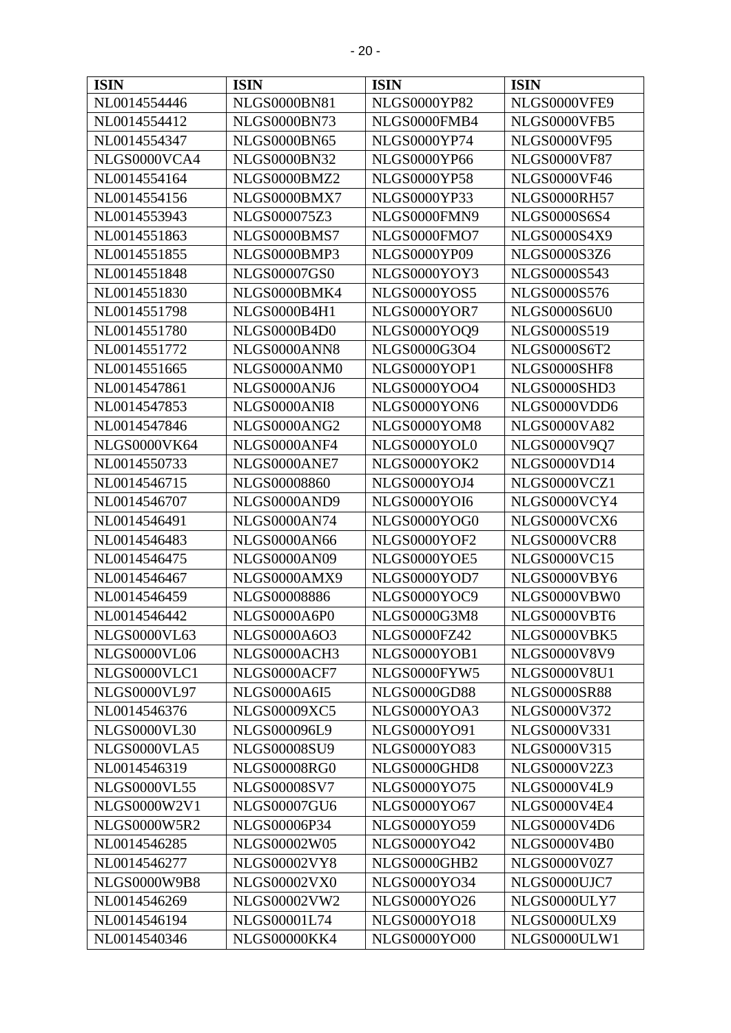| ISIN | ISIN | ISIN | ISIN |
|---|---|---|---|
| NL0014554446 | NLGS0000BN81 | NLGS0000YP82 | NLGS0000VFE9 |
| NL0014554412 | NLGS0000BN73 | NLGS0000FMB4 | NLGS0000VFB5 |
| NL0014554347 | NLGS0000BN65 | NLGS0000YP74 | NLGS0000VF95 |
| NLGS0000VCA4 | NLGS0000BN32 | NLGS0000YP66 | NLGS0000VF87 |
| NL0014554164 | NLGS0000BMZ2 | NLGS0000YP58 | NLGS0000VF46 |
| NL0014554156 | NLGS0000BMX7 | NLGS0000YP33 | NLGS0000RH57 |
| NL0014553943 | NLGS000075Z3 | NLGS0000FMN9 | NLGS0000S6S4 |
| NL0014551863 | NLGS0000BMS7 | NLGS0000FMO7 | NLGS0000S4X9 |
| NL0014551855 | NLGS0000BMP3 | NLGS0000YP09 | NLGS0000S3Z6 |
| NL0014551848 | NLGS00007GS0 | NLGS0000YOY3 | NLGS0000S543 |
| NL0014551830 | NLGS0000BMK4 | NLGS0000YOS5 | NLGS0000S576 |
| NL0014551798 | NLGS0000B4H1 | NLGS0000YOR7 | NLGS0000S6U0 |
| NL0014551780 | NLGS0000B4D0 | NLGS0000YOQ9 | NLGS0000S519 |
| NL0014551772 | NLGS0000ANN8 | NLGS0000G3O4 | NLGS0000S6T2 |
| NL0014551665 | NLGS0000ANM0 | NLGS0000YOP1 | NLGS0000SHF8 |
| NL0014547861 | NLGS0000ANJ6 | NLGS0000YOO4 | NLGS0000SHD3 |
| NL0014547853 | NLGS0000ANI8 | NLGS0000YON6 | NLGS0000VDD6 |
| NL0014547846 | NLGS0000ANG2 | NLGS0000YOM8 | NLGS0000VA82 |
| NLGS0000VK64 | NLGS0000ANF4 | NLGS0000YOL0 | NLGS0000V9Q7 |
| NL0014550733 | NLGS0000ANE7 | NLGS0000YOK2 | NLGS0000VD14 |
| NL0014546715 | NLGS00008860 | NLGS0000YOJ4 | NLGS0000VCZ1 |
| NL0014546707 | NLGS0000AND9 | NLGS0000YOI6 | NLGS0000VCY4 |
| NL0014546491 | NLGS0000AN74 | NLGS0000YOG0 | NLGS0000VCX6 |
| NL0014546483 | NLGS0000AN66 | NLGS0000YOF2 | NLGS0000VCR8 |
| NL0014546475 | NLGS0000AN09 | NLGS0000YOE5 | NLGS0000VC15 |
| NL0014546467 | NLGS0000AMX9 | NLGS0000YOD7 | NLGS0000VBY6 |
| NL0014546459 | NLGS00008886 | NLGS0000YOC9 | NLGS0000VBW0 |
| NL0014546442 | NLGS0000A6P0 | NLGS0000G3M8 | NLGS0000VBT6 |
| NLGS0000VL63 | NLGS0000A6O3 | NLGS0000FZ42 | NLGS0000VBK5 |
| NLGS0000VL06 | NLGS0000ACH3 | NLGS0000YOB1 | NLGS0000V8V9 |
| NLGS0000VLC1 | NLGS0000ACF7 | NLGS0000FYW5 | NLGS0000V8U1 |
| NLGS0000VL97 | NLGS0000A6I5 | NLGS0000GD88 | NLGS0000SR88 |
| NL0014546376 | NLGS00009XC5 | NLGS0000YOA3 | NLGS0000V372 |
| NLGS0000VL30 | NLGS000096L9 | NLGS0000YO91 | NLGS0000V331 |
| NLGS0000VLA5 | NLGS00008SU9 | NLGS0000YO83 | NLGS0000V315 |
| NL0014546319 | NLGS00008RG0 | NLGS0000GHD8 | NLGS0000V2Z3 |
| NLGS0000VL55 | NLGS00008SV7 | NLGS0000YO75 | NLGS0000V4L9 |
| NLGS0000W2V1 | NLGS00007GU6 | NLGS0000YO67 | NLGS0000V4E4 |
| NLGS0000W5R2 | NLGS00006P34 | NLGS0000YO59 | NLGS0000V4D6 |
| NL0014546285 | NLGS00002W05 | NLGS0000YO42 | NLGS0000V4B0 |
| NL0014546277 | NLGS00002VY8 | NLGS0000GHB2 | NLGS0000V0Z7 |
| NLGS0000W9B8 | NLGS00002VX0 | NLGS0000YO34 | NLGS0000UJC7 |
| NL0014546269 | NLGS00002VW2 | NLGS0000YO26 | NLGS0000ULY7 |
| NL0014546194 | NLGS00001L74 | NLGS0000YO18 | NLGS0000ULX9 |
| NL0014540346 | NLGS00000KK4 | NLGS0000YO00 | NLGS0000ULW1 |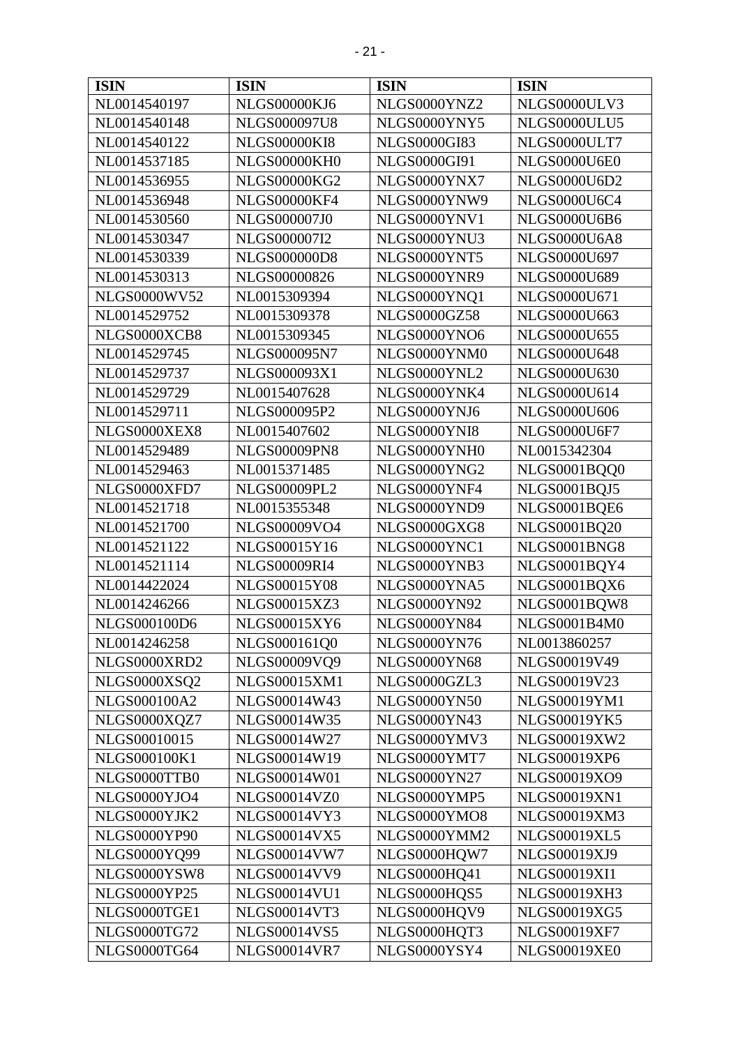| ISIN | ISIN | ISIN | ISIN |
|---|---|---|---|
| NL0014540197 | NLGS00000KJ6 | NLGS0000YNZ2 | NLGS0000ULV3 |
| NL0014540148 | NLGS000097U8 | NLGS0000YNY5 | NLGS0000ULU5 |
| NL0014540122 | NLGS00000KI8 | NLGS0000GI83 | NLGS0000ULT7 |
| NL0014537185 | NLGS00000KH0 | NLGS0000GI91 | NLGS0000U6E0 |
| NL0014536955 | NLGS00000KG2 | NLGS0000YNX7 | NLGS0000U6D2 |
| NL0014536948 | NLGS00000KF4 | NLGS0000YNW9 | NLGS0000U6C4 |
| NL0014530560 | NLGS000007J0 | NLGS0000YNV1 | NLGS0000U6B6 |
| NL0014530347 | NLGS000007I2 | NLGS0000YNU3 | NLGS0000U6A8 |
| NL0014530339 | NLGS000000D8 | NLGS0000YNT5 | NLGS0000U697 |
| NL0014530313 | NLGS00000826 | NLGS0000YNR9 | NLGS0000U689 |
| NLGS0000WV52 | NL0015309394 | NLGS0000YNQ1 | NLGS0000U671 |
| NL0014529752 | NL0015309378 | NLGS0000GZ58 | NLGS0000U663 |
| NLGS0000XCB8 | NL0015309345 | NLGS0000YNO6 | NLGS0000U655 |
| NL0014529745 | NLGS000095N7 | NLGS0000YNM0 | NLGS0000U648 |
| NL0014529737 | NLGS000093X1 | NLGS0000YNL2 | NLGS0000U630 |
| NL0014529729 | NL0015407628 | NLGS0000YNK4 | NLGS0000U614 |
| NL0014529711 | NLGS000095P2 | NLGS0000YNJ6 | NLGS0000U606 |
| NLGS0000XEX8 | NL0015407602 | NLGS0000YNI8 | NLGS0000U6F7 |
| NL0014529489 | NLGS00009PN8 | NLGS0000YNH0 | NL0015342304 |
| NL0014529463 | NL0015371485 | NLGS0000YNG2 | NLGS0001BQQ0 |
| NLGS0000XFD7 | NLGS00009PL2 | NLGS0000YNF4 | NLGS0001BQJ5 |
| NL0014521718 | NL0015355348 | NLGS0000YND9 | NLGS0001BQE6 |
| NL0014521700 | NLGS00009VO4 | NLGS0000GXG8 | NLGS0001BQ20 |
| NL0014521122 | NLGS00015Y16 | NLGS0000YNC1 | NLGS0001BNG8 |
| NL0014521114 | NLGS00009RI4 | NLGS0000YNB3 | NLGS0001BQY4 |
| NL0014422024 | NLGS00015Y08 | NLGS0000YNA5 | NLGS0001BQX6 |
| NL0014246266 | NLGS00015XZ3 | NLGS0000YN92 | NLGS0001BQW8 |
| NLGS000100D6 | NLGS00015XY6 | NLGS0000YN84 | NLGS0001B4M0 |
| NL0014246258 | NLGS000161Q0 | NLGS0000YN76 | NL0013860257 |
| NLGS0000XRD2 | NLGS00009VQ9 | NLGS0000YN68 | NLGS00019V49 |
| NLGS0000XSQ2 | NLGS00015XM1 | NLGS0000GZL3 | NLGS00019V23 |
| NLGS000100A2 | NLGS00014W43 | NLGS0000YN50 | NLGS00019YM1 |
| NLGS0000XQZ7 | NLGS00014W35 | NLGS0000YN43 | NLGS00019YK5 |
| NLGS00010015 | NLGS00014W27 | NLGS0000YMV3 | NLGS00019XW2 |
| NLGS000100K1 | NLGS00014W19 | NLGS0000YMT7 | NLGS00019XP6 |
| NLGS0000TTB0 | NLGS00014W01 | NLGS0000YN27 | NLGS00019XO9 |
| NLGS0000YJO4 | NLGS00014VZ0 | NLGS0000YMP5 | NLGS00019XN1 |
| NLGS0000YJK2 | NLGS00014VY3 | NLGS0000YMO8 | NLGS00019XM3 |
| NLGS0000YP90 | NLGS00014VX5 | NLGS0000YMM2 | NLGS00019XL5 |
| NLGS0000YQ99 | NLGS00014VW7 | NLGS0000HQW7 | NLGS00019XJ9 |
| NLGS0000YSW8 | NLGS00014VV9 | NLGS0000HQ41 | NLGS00019XI1 |
| NLGS0000YP25 | NLGS00014VU1 | NLGS0000HQS5 | NLGS00019XH3 |
| NLGS0000TGE1 | NLGS00014VT3 | NLGS0000HQV9 | NLGS00019XG5 |
| NLGS0000TG72 | NLGS00014VS5 | NLGS0000HQT3 | NLGS00019XF7 |
| NLGS0000TG64 | NLGS00014VR7 | NLGS0000YSY4 | NLGS00019XE0 |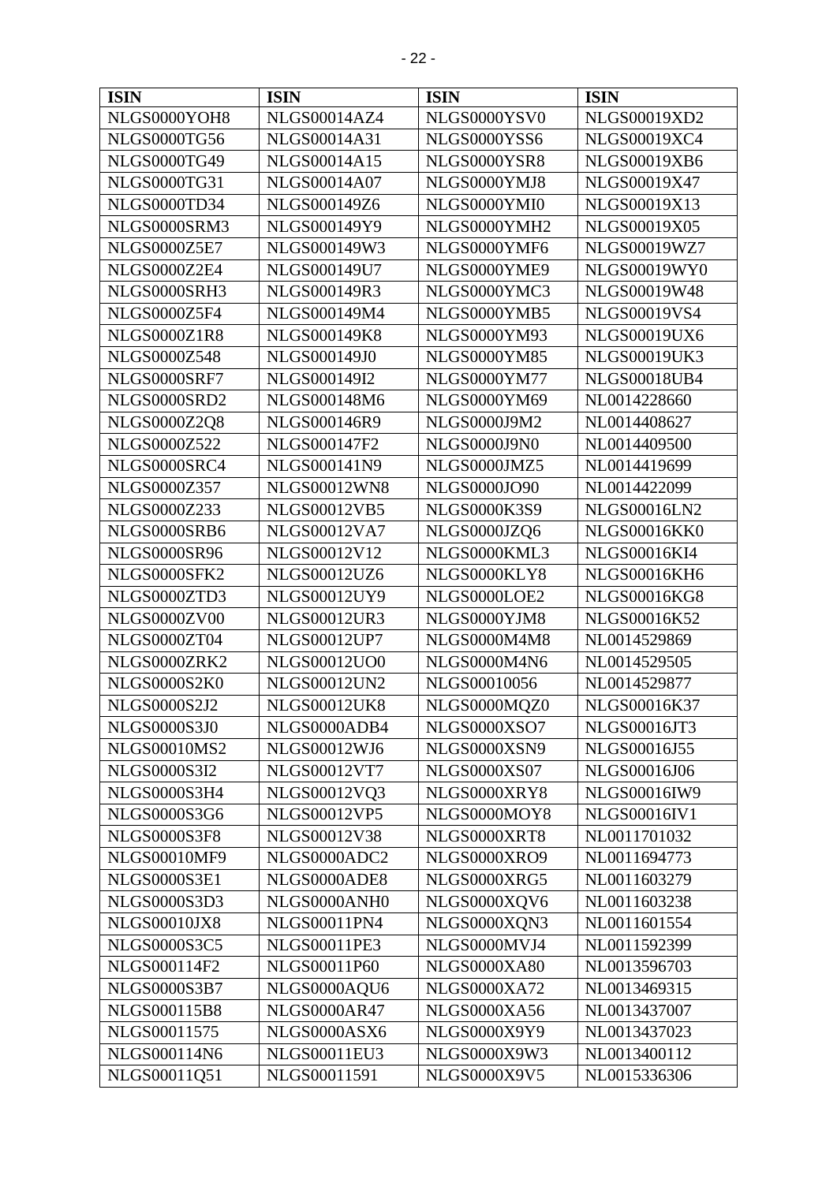| ISIN | ISIN | ISIN | ISIN |
|---|---|---|---|
| NLGS0000YOH8 | NLGS00014AZ4 | NLGS0000YSV0 | NLGS00019XD2 |
| NLGS0000TG56 | NLGS00014A31 | NLGS0000YSS6 | NLGS00019XC4 |
| NLGS0000TG49 | NLGS00014A15 | NLGS0000YSR8 | NLGS00019XB6 |
| NLGS0000TG31 | NLGS00014A07 | NLGS0000YMJ8 | NLGS00019X47 |
| NLGS0000TD34 | NLGS000149Z6 | NLGS0000YMI0 | NLGS00019X13 |
| NLGS0000SRM3 | NLGS000149Y9 | NLGS0000YMH2 | NLGS00019X05 |
| NLGS0000Z5E7 | NLGS000149W3 | NLGS0000YMF6 | NLGS00019WZ7 |
| NLGS0000Z2E4 | NLGS000149U7 | NLGS0000YME9 | NLGS00019WY0 |
| NLGS0000SRH3 | NLGS000149R3 | NLGS0000YMC3 | NLGS00019W48 |
| NLGS0000Z5F4 | NLGS000149M4 | NLGS0000YMB5 | NLGS00019VS4 |
| NLGS0000Z1R8 | NLGS000149K8 | NLGS0000YM93 | NLGS00019UX6 |
| NLGS0000Z548 | NLGS000149J0 | NLGS0000YM85 | NLGS00019UK3 |
| NLGS0000SRF7 | NLGS000149I2 | NLGS0000YM77 | NLGS00018UB4 |
| NLGS0000SRD2 | NLGS000148M6 | NLGS0000YM69 | NL0014228660 |
| NLGS0000Z2Q8 | NLGS000146R9 | NLGS0000J9M2 | NL0014408627 |
| NLGS0000Z522 | NLGS000147F2 | NLGS0000J9N0 | NL0014409500 |
| NLGS0000SRC4 | NLGS000141N9 | NLGS0000JMZ5 | NL0014419699 |
| NLGS0000Z357 | NLGS00012WN8 | NLGS0000JO90 | NL0014422099 |
| NLGS0000Z233 | NLGS00012VB5 | NLGS0000K3S9 | NLGS00016LN2 |
| NLGS0000SRB6 | NLGS00012VA7 | NLGS0000JZQ6 | NLGS00016KK0 |
| NLGS0000SR96 | NLGS00012V12 | NLGS0000KML3 | NLGS00016KI4 |
| NLGS0000SFK2 | NLGS00012UZ6 | NLGS0000KLY8 | NLGS00016KH6 |
| NLGS0000ZTD3 | NLGS00012UY9 | NLGS0000LOE2 | NLGS00016KG8 |
| NLGS0000ZV00 | NLGS00012UR3 | NLGS0000YJM8 | NLGS00016K52 |
| NLGS0000ZT04 | NLGS00012UP7 | NLGS0000M4M8 | NL0014529869 |
| NLGS0000ZRK2 | NLGS00012UO0 | NLGS0000M4N6 | NL0014529505 |
| NLGS0000S2K0 | NLGS00012UN2 | NLGS00010056 | NL0014529877 |
| NLGS0000S2J2 | NLGS00012UK8 | NLGS0000MQZ0 | NLGS00016K37 |
| NLGS0000S3J0 | NLGS0000ADB4 | NLGS0000XSO7 | NLGS00016JT3 |
| NLGS00010MS2 | NLGS00012WJ6 | NLGS0000XSN9 | NLGS00016J55 |
| NLGS0000S3I2 | NLGS00012VT7 | NLGS0000XS07 | NLGS00016J06 |
| NLGS0000S3H4 | NLGS00012VQ3 | NLGS0000XRY8 | NLGS00016IW9 |
| NLGS0000S3G6 | NLGS00012VP5 | NLGS0000MOY8 | NLGS00016IV1 |
| NLGS0000S3F8 | NLGS00012V38 | NLGS0000XRT8 | NL0011701032 |
| NLGS00010MF9 | NLGS0000ADC2 | NLGS0000XRO9 | NL0011694773 |
| NLGS0000S3E1 | NLGS0000ADE8 | NLGS0000XRG5 | NL0011603279 |
| NLGS0000S3D3 | NLGS0000ANH0 | NLGS0000XQV6 | NL0011603238 |
| NLGS00010JX8 | NLGS00011PN4 | NLGS0000XQN3 | NL0011601554 |
| NLGS0000S3C5 | NLGS00011PE3 | NLGS0000MVJ4 | NL0011592399 |
| NLGS000114F2 | NLGS00011P60 | NLGS0000XA80 | NL0013596703 |
| NLGS0000S3B7 | NLGS0000AQU6 | NLGS0000XA72 | NL0013469315 |
| NLGS000115B8 | NLGS0000AR47 | NLGS0000XA56 | NL0013437007 |
| NLGS00011575 | NLGS0000ASX6 | NLGS0000X9Y9 | NL0013437023 |
| NLGS000114N6 | NLGS00011EU3 | NLGS0000X9W3 | NL0013400112 |
| NLGS00011Q51 | NLGS00011591 | NLGS0000X9V5 | NL0015336306 |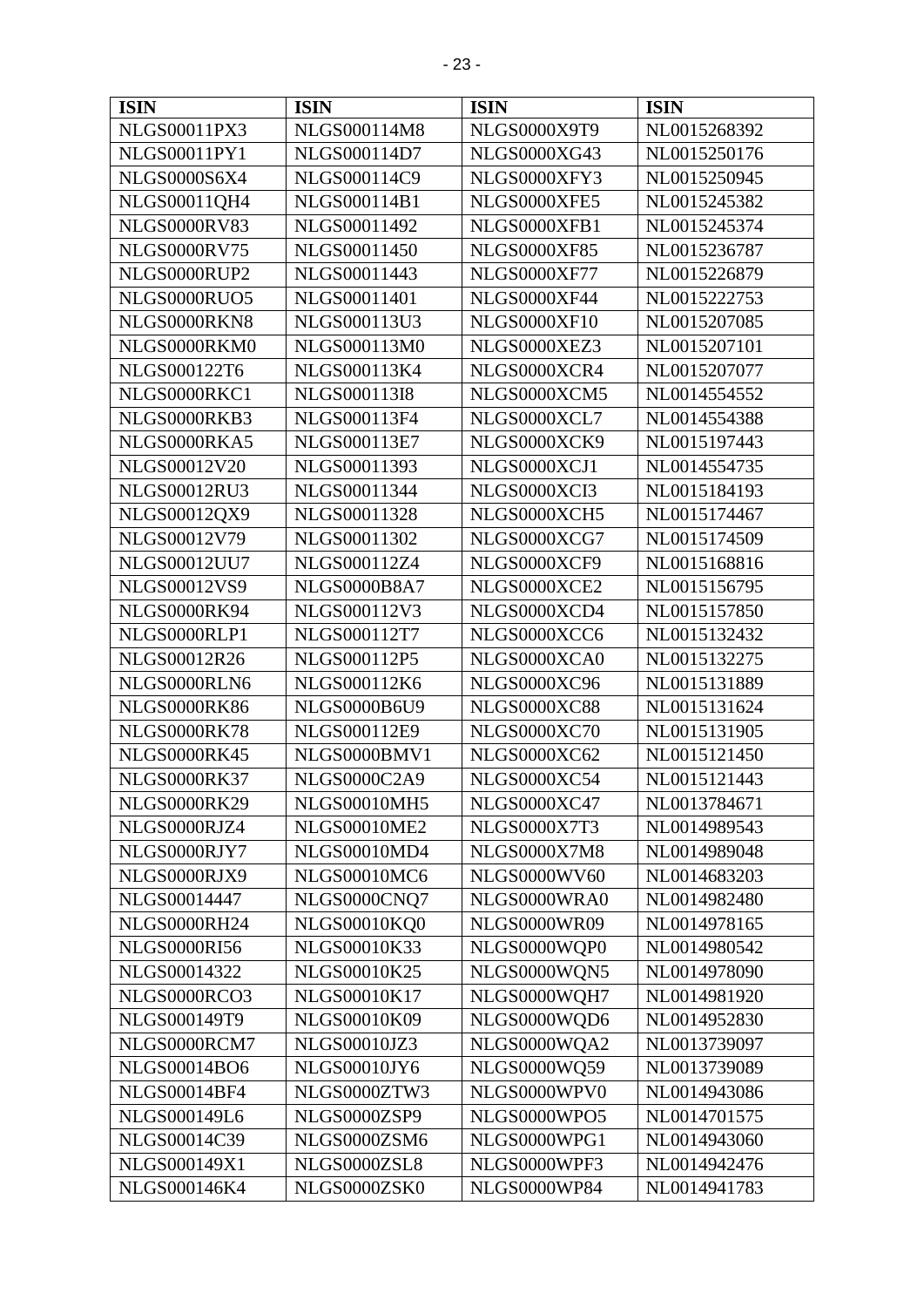| ISIN | ISIN | ISIN | ISIN |
|---|---|---|---|
| NLGS00011PX3 | NLGS000114M8 | NLGS0000X9T9 | NL0015268392 |
| NLGS00011PY1 | NLGS000114D7 | NLGS0000XG43 | NL0015250176 |
| NLGS0000S6X4 | NLGS000114C9 | NLGS0000XFY3 | NL0015250945 |
| NLGS00011QH4 | NLGS000114B1 | NLGS0000XFE5 | NL0015245382 |
| NLGS0000RV83 | NLGS00011492 | NLGS0000XFB1 | NL0015245374 |
| NLGS0000RV75 | NLGS00011450 | NLGS0000XF85 | NL0015236787 |
| NLGS0000RUP2 | NLGS00011443 | NLGS0000XF77 | NL0015226879 |
| NLGS0000RUO5 | NLGS00011401 | NLGS0000XF44 | NL0015222753 |
| NLGS0000RKN8 | NLGS000113U3 | NLGS0000XF10 | NL0015207085 |
| NLGS0000RKM0 | NLGS000113M0 | NLGS0000XEZ3 | NL0015207101 |
| NLGS000122T6 | NLGS000113K4 | NLGS0000XCR4 | NL0015207077 |
| NLGS0000RKC1 | NLGS000113I8 | NLGS0000XCM5 | NL0014554552 |
| NLGS0000RKB3 | NLGS000113F4 | NLGS0000XCL7 | NL0014554388 |
| NLGS0000RKA5 | NLGS000113E7 | NLGS0000XCK9 | NL0015197443 |
| NLGS00012V20 | NLGS00011393 | NLGS0000XCJ1 | NL0014554735 |
| NLGS00012RU3 | NLGS00011344 | NLGS0000XCI3 | NL0015184193 |
| NLGS00012QX9 | NLGS00011328 | NLGS0000XCH5 | NL0015174467 |
| NLGS00012V79 | NLGS00011302 | NLGS0000XCG7 | NL0015174509 |
| NLGS00012UU7 | NLGS000112Z4 | NLGS0000XCF9 | NL0015168816 |
| NLGS00012VS9 | NLGS0000B8A7 | NLGS0000XCE2 | NL0015156795 |
| NLGS0000RK94 | NLGS000112V3 | NLGS0000XCD4 | NL0015157850 |
| NLGS0000RLP1 | NLGS000112T7 | NLGS0000XCC6 | NL0015132432 |
| NLGS00012R26 | NLGS000112P5 | NLGS0000XCA0 | NL0015132275 |
| NLGS0000RLN6 | NLGS000112K6 | NLGS0000XC96 | NL0015131889 |
| NLGS0000RK86 | NLGS0000B6U9 | NLGS0000XC88 | NL0015131624 |
| NLGS0000RK78 | NLGS000112E9 | NLGS0000XC70 | NL0015131905 |
| NLGS0000RK45 | NLGS0000BMV1 | NLGS0000XC62 | NL0015121450 |
| NLGS0000RK37 | NLGS0000C2A9 | NLGS0000XC54 | NL0015121443 |
| NLGS0000RK29 | NLGS00010MH5 | NLGS0000XC47 | NL0013784671 |
| NLGS0000RJZ4 | NLGS00010ME2 | NLGS0000X7T3 | NL0014989543 |
| NLGS0000RJY7 | NLGS00010MD4 | NLGS0000X7M8 | NL0014989048 |
| NLGS0000RJX9 | NLGS00010MC6 | NLGS0000WV60 | NL0014683203 |
| NLGS00014447 | NLGS0000CNQ7 | NLGS0000WRA0 | NL0014982480 |
| NLGS0000RH24 | NLGS00010KQ0 | NLGS0000WR09 | NL0014978165 |
| NLGS0000RI56 | NLGS00010K33 | NLGS0000WQP0 | NL0014980542 |
| NLGS00014322 | NLGS00010K25 | NLGS0000WQN5 | NL0014978090 |
| NLGS0000RCO3 | NLGS00010K17 | NLGS0000WQH7 | NL0014981920 |
| NLGS000149T9 | NLGS00010K09 | NLGS0000WQD6 | NL0014952830 |
| NLGS0000RCM7 | NLGS00010JZ3 | NLGS0000WQA2 | NL0013739097 |
| NLGS00014BO6 | NLGS00010JY6 | NLGS0000WQ59 | NL0013739089 |
| NLGS00014BF4 | NLGS0000ZTW3 | NLGS0000WPV0 | NL0014943086 |
| NLGS000149L6 | NLGS0000ZSP9 | NLGS0000WPO5 | NL0014701575 |
| NLGS00014C39 | NLGS0000ZSM6 | NLGS0000WPG1 | NL0014943060 |
| NLGS000149X1 | NLGS0000ZSL8 | NLGS0000WPF3 | NL0014942476 |
| NLGS000146K4 | NLGS0000ZSK0 | NLGS0000WP84 | NL0014941783 |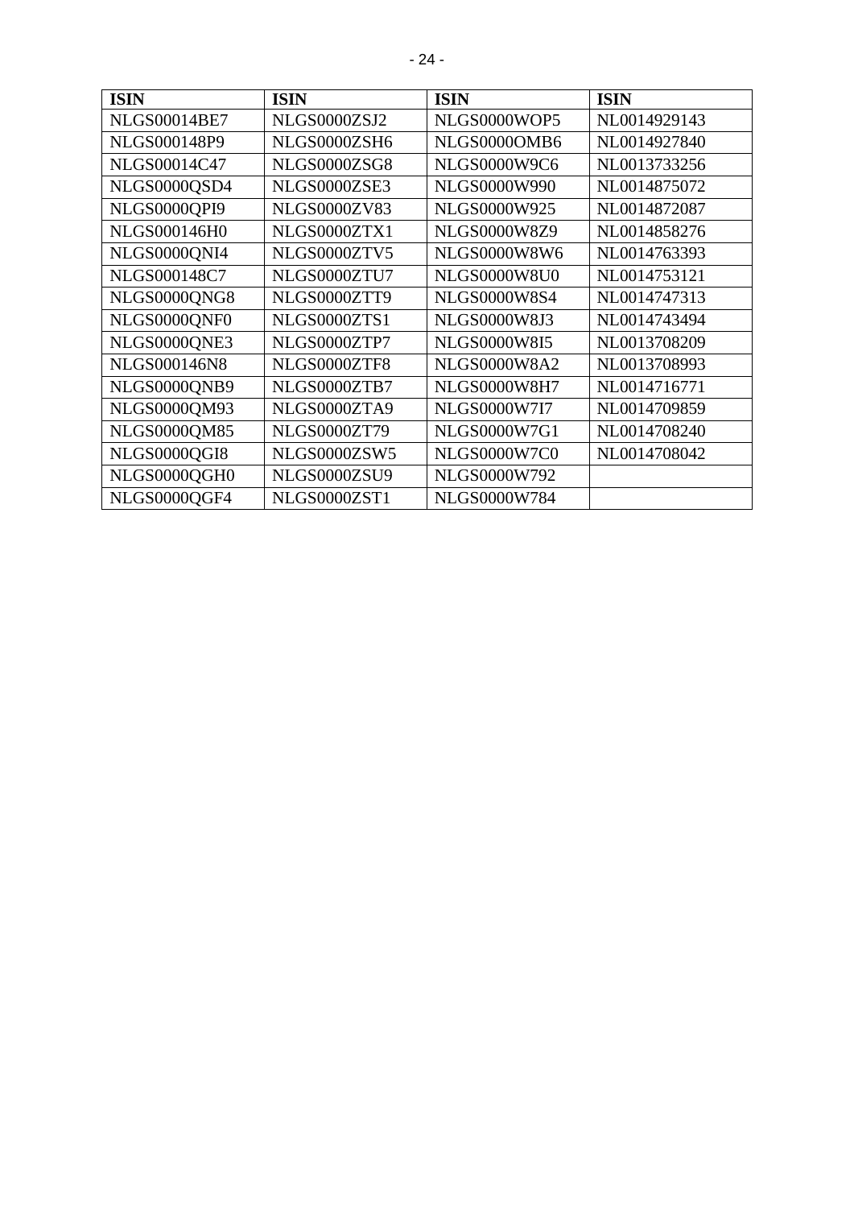| ISIN | ISIN | ISIN | ISIN |
|---|---|---|---|
| NLGS00014BE7 | NLGS0000ZSJ2 | NLGS0000WOP5 | NL0014929143 |
| NLGS000148P9 | NLGS0000ZSH6 | NLGS0000OMB6 | NL0014927840 |
| NLGS00014C47 | NLGS0000ZSG8 | NLGS0000W9C6 | NL0013733256 |
| NLGS0000QSD4 | NLGS0000ZSE3 | NLGS0000W990 | NL0014875072 |
| NLGS0000QPI9 | NLGS0000ZV83 | NLGS0000W925 | NL0014872087 |
| NLGS000146H0 | NLGS0000ZTX1 | NLGS0000W8Z9 | NL0014858276 |
| NLGS0000QNI4 | NLGS0000ZTV5 | NLGS0000W8W6 | NL0014763393 |
| NLGS000148C7 | NLGS0000ZTU7 | NLGS0000W8U0 | NL0014753121 |
| NLGS0000QNG8 | NLGS0000ZTT9 | NLGS0000W8S4 | NL0014747313 |
| NLGS0000QNF0 | NLGS0000ZTS1 | NLGS0000W8J3 | NL0014743494 |
| NLGS0000QNE3 | NLGS0000ZTP7 | NLGS0000W8I5 | NL0013708209 |
| NLGS000146N8 | NLGS0000ZTF8 | NLGS0000W8A2 | NL0013708993 |
| NLGS0000QNB9 | NLGS0000ZTB7 | NLGS0000W8H7 | NL0014716771 |
| NLGS0000QM93 | NLGS0000ZTA9 | NLGS0000W7I7 | NL0014709859 |
| NLGS0000QM85 | NLGS0000ZT79 | NLGS0000W7G1 | NL0014708240 |
| NLGS0000QGI8 | NLGS0000ZSW5 | NLGS0000W7C0 | NL0014708042 |
| NLGS0000QGH0 | NLGS0000ZSU9 | NLGS0000W792 | |
| NLGS0000QGF4 | NLGS0000ZST1 | NLGS0000W784 | |